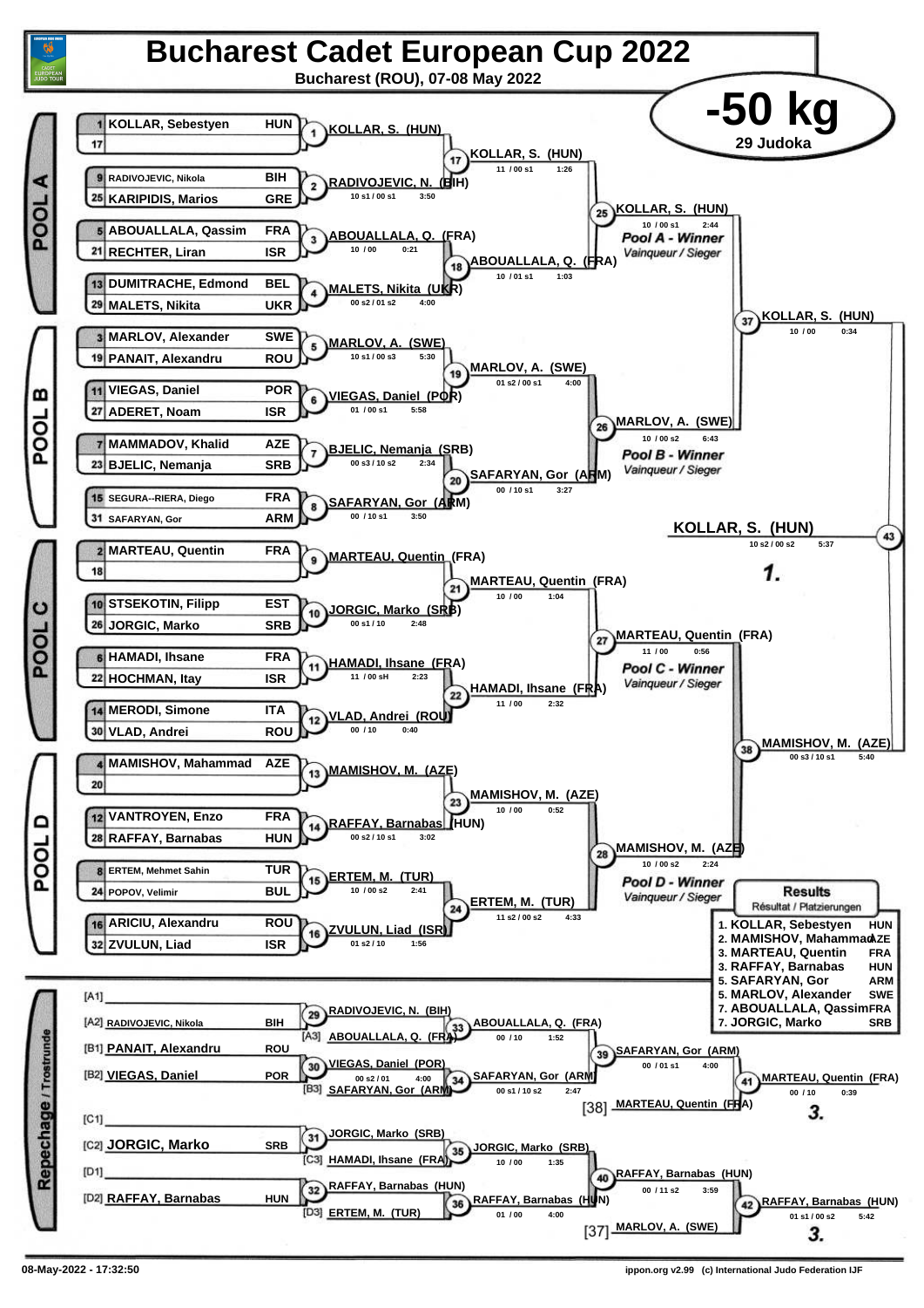# Bucharest Cadet European Cup 2022

**Bucharest (ROU), 07-08 May 2022**

## -50 kg

**29 Judoka**

### POOL A

| Seed | Name | Country |
|---|---|---|
| 1 | KOLLAR, Sebestyen | HUN |
| 17 | | |
| 9 | RADIVOJEVIC, Nikola | BIH |
| 25 | KARIPIDIS, Marios | GRE |
| 5 | ABOUALLALA, Qassim | FRA |
| 21 | RECHTER, Liran | ISR |
| 13 | DUMITRACHE, Edmond | BEL |
| 29 | MALETS, Nikita | UKR |

- (1) KOLLAR, S. (HUN)
- (2) RADIVOJEVIC, N. (BIH) — 10 s1 / 00 s1 — 3:50
- (3) ABOUALLALA, Q. (FRA) — 10 / 00 — 0:21
- (4) MALETS, Nikita (UKR) — 00 s2 / 01 s2 — 4:00
- (17) KOLLAR, S. (HUN) — 11 / 00 s1 — 1:26
- (18) ABOUALLALA, Q. (FRA) — 10 / 01 s1 — 1:03
- (25) KOLLAR, S. (HUN) — 10 / 00 s1 — 2:44

*Pool A - Winner* / Vainqueur / Sieger

### POOL B

| Seed | Name | Country |
|---|---|---|
| 3 | MARLOV, Alexander | SWE |
| 19 | PANAIT, Alexandru | ROU |
| 11 | VIEGAS, Daniel | POR |
| 27 | ADERET, Noam | ISR |
| 7 | MAMMADOV, Khalid | AZE |
| 23 | BJELIC, Nemanja | SRB |
| 15 | SEGURA--RIERA, Diego | FRA |
| 31 | SAFARYAN, Gor | ARM |

- (5) MARLOV, A. (SWE) — 10 s1 / 00 s3 — 5:30
- (6) VIEGAS, Daniel (POR) — 01 / 00 s1 — 5:58
- (7) BJELIC, Nemanja (SRB) — 00 s3 / 10 s2 — 2:34
- (8) SAFARYAN, Gor (ARM) — 00 / 10 s1 — 3:50
- (19) MARLOV, A. (SWE) — 01 s2 / 00 s1 — 4:00
- (20) SAFARYAN, Gor (ARM) — 00 / 10 s1 — 3:27
- (26) MARLOV, A. (SWE) — 10 / 00 s2 — 6:43

*Pool B - Winner* / Vainqueur / Sieger

- (37) KOLLAR, S. (HUN) — 10 / 00 — 0:34

### POOL C

| Seed | Name | Country |
|---|---|---|
| 2 | MARTEAU, Quentin | FRA |
| 18 | | |
| 10 | STSEKOTIN, Filipp | EST |
| 26 | JORGIC, Marko | SRB |
| 6 | HAMADI, Ihsane | FRA |
| 22 | HOCHMAN, Itay | ISR |
| 14 | MERODI, Simone | ITA |
| 30 | VLAD, Andrei | ROU |

- (9) MARTEAU, Quentin (FRA)
- (10) JORGIC, Marko (SRB) — 00 s1 / 10 — 2:48
- (11) HAMADI, Ihsane (FRA) — 11 / 00 sH — 2:23
- (12) VLAD, Andrei (ROU) — 00 / 10 — 0:40
- (21) MARTEAU, Quentin (FRA) — 10 / 00 — 1:04
- (22) HAMADI, Ihsane (FRA) — 11 / 00 — 2:32
- (27) MARTEAU, Quentin (FRA) — 11 / 00 — 0:56

*Pool C - Winner* / Vainqueur / Sieger

### POOL D

| Seed | Name | Country |
|---|---|---|
| 4 | MAMISHOV, Mahammad | AZE |
| 20 | | |
| 12 | VANTROYEN, Enzo | FRA |
| 28 | RAFFAY, Barnabas | HUN |
| 8 | ERTEM, Mehmet Sahin | TUR |
| 24 | POPOV, Velimir | BUL |
| 16 | ARICIU, Alexandru | ROU |
| 32 | ZVULUN, Liad | ISR |

- (13) MAMISHOV, M. (AZE)
- (14) RAFFAY, Barnabas (HUN) — 00 s2 / 10 s1 — 3:02
- (15) ERTEM, M. (TUR) — 10 / 00 s2 — 2:41
- (16) ZVULUN, Liad (ISR) — 01 s2 / 10 — 1:56
- (23) MAMISHOV, M. (AZE) — 10 / 00 — 0:52
- (24) ERTEM, M. (TUR) — 11 s2 / 00 s2 — 4:33
- (28) MAMISHOV, M. (AZE) — 10 / 00 s2 — 2:24

*Pool D - Winner* / Vainqueur / Sieger

- (38) MAMISHOV, M. (AZE) — 00 s3 / 10 s1 — 5:40

### Final

- (43) KOLLAR, S. (HUN) — 10 s2 / 00 s2 — 5:37 — **1.**

### Repechage / Trostrunde

- [A1]
- [A2] RADIVOJEVIC, Nikola — BIH
- [B1] PANAIT, Alexandru — ROU
- [B2] VIEGAS, Daniel — POR
- [C1]
- [C2] JORGIC, Marko — SRB
- [D1]
- [D2] RAFFAY, Barnabas — HUN

- (29) RADIVOJEVIC, N. (BIH)
- (33) [A3] ABOUALLALA, Q. (FRA) vs RADIVOJEVIC → ABOUALLALA, Q. (FRA) — 00 / 10 — 1:52
- (30) VIEGAS, Daniel (POR) — 00 s2 / 01 — 4:00
- (34) [B3] SAFARYAN, Gor (ARM) → SAFARYAN, Gor (ARM) — 00 s1 / 10 s2 — 2:47
- (39) SAFARYAN, Gor (ARM) — 00 / 01 s1 — 4:00
- (41) [38] MARTEAU, Quentin (FRA) → MARTEAU, Quentin (FRA) — 00 / 10 — 0:39 — **3.**
- (31) JORGIC, Marko (SRB)
- (35) [C3] HAMADI, Ihsane (FRA) → JORGIC, Marko (SRB) — 10 / 00 — 1:35
- (32) RAFFAY, Barnabas (HUN)
- (36) [D3] ERTEM, M. (TUR) → RAFFAY, Barnabas (HUN) — 01 / 00 — 4:00
- (40) RAFFAY, Barnabas (HUN) — 00 / 11 s2 — 3:59
- (42) [37] MARLOV, A. (SWE) → RAFFAY, Barnabas (HUN) — 01 s1 / 00 s2 — 5:42 — **3.**

### Results / Résultat / Platzierungen

| Place | Name | Country |
|---|---|---|
| 1. | KOLLAR, Sebestyen | HUN |
| 2. | MAMISHOV, Mahammad | AZE |
| 3. | MARTEAU, Quentin | FRA |
| 3. | RAFFAY, Barnabas | HUN |
| 5. | SAFARYAN, Gor | ARM |
| 5. | MARLOV, Alexander | SWE |
| 7. | ABOUALLALA, Qassim | FRA |
| 7. | JORGIC, Marko | SRB |

08-May-2022 - 17:32:50

ippon.org v2.99 (c) International Judo Federation IJF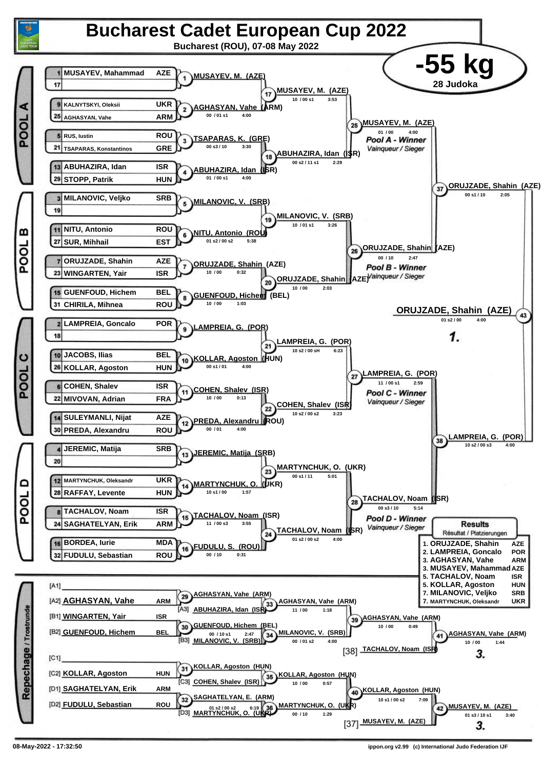# Bucharest Cadet European Cup 2022

**Bucharest (ROU), 07-08 May 2022**

## -55 kg

28 Judoka

### POOL A

| Seed | Name | Country |
|---|---|---|
| 1 | MUSAYEV, Mahammad | AZE |
| 17 | | |
| 9 | KALNYTSKYI, Oleksii | UKR |
| 25 | AGHASYAN, Vahe | ARM |
| 5 | RUS, Iustin | ROU |
| 21 | TSAPARAS, Konstantinos | GRE |
| 13 | ABUHAZIRA, Idan | ISR |
| 29 | STOPP, Patrik | HUN |

- 1: MUSAYEV, M. (AZE)
- 2: AGHASYAN, Vahe (ARM) — 00 / 01 s1 — 4:00
- 3: TSAPARAS, K. (GRE) — 00 s3 / 10 — 3:30
- 4: ABUHAZIRA, Idan (ISR) — 01 / 00 s1 — 4:00
- 17: MUSAYEV, M. (AZE) — 10 / 00 s1 — 3:53
- 18: ABUHAZIRA, Idan (ISR) — 00 s2 / 11 s1 — 2:29
- 25: MUSAYEV, M. (AZE) — 01 / 00 — 4:00 — *Pool A - Winner* / *Vainqueur / Sieger*

### POOL B

| Seed | Name | Country |
|---|---|---|
| 3 | MILANOVIC, Veljko | SRB |
| 19 | | |
| 11 | NITU, Antonio | ROU |
| 27 | SUR, Mihhail | EST |
| 7 | ORUJZADE, Shahin | AZE |
| 23 | WINGARTEN, Yair | ISR |
| 15 | GUENFOUD, Hichem | BEL |
| 31 | CHIRILA, Mihnea | ROU |

- 5: MILANOVIC, V. (SRB)
- 6: NITU, Antonio (ROU) — 01 s2 / 00 s2 — 5:38
- 7: ORUJZADE, Shahin (AZE) — 10 / 00 — 0:32
- 8: GUENFOUD, Hichem (BEL) — 10 / 00 — 1:03
- 19: MILANOVIC, V. (SRB) — 10 / 01 s1 — 3:26
- 20: ORUJZADE, Shahin (AZE) — 10 / 00 — 2:03
- 26: ORUJZADE, Shahin (AZE) — 00 / 10 — 2:47 — *Pool B - Winner* / *Vainqueur / Sieger*

- 37: ORUJZADE, Shahin (AZE) — 00 s1 / 10 — 2:05

### POOL C

| Seed | Name | Country |
|---|---|---|
| 2 | LAMPREIA, Goncalo | POR |
| 18 | | |
| 10 | JACOBS, Ilias | BEL |
| 26 | KOLLAR, Agoston | HUN |
| 6 | COHEN, Shalev | ISR |
| 22 | MIVOVAN, Adrian | FRA |
| 14 | SULEYMANLI, Nijat | AZE |
| 30 | PREDA, Alexandru | ROU |

- 9: LAMPREIA, G. (POR)
- 10: KOLLAR, Agoston (HUN) — 00 s1 / 01 — 4:00
- 11: COHEN, Shalev (ISR) — 10 / 00 — 0:13
- 12: PREDA, Alexandru (ROU) — 00 / 01 — 4:00
- 21: LAMPREIA, G. (POR) — 10 s2 / 00 sH — 6:23
- 22: COHEN, Shalev (ISR) — 10 s2 / 00 s2 — 3:23
- 27: LAMPREIA, G. (POR) — 11 / 00 s1 — 2:59 — *Pool C - Winner* / *Vainqueur / Sieger*

### POOL D

| Seed | Name | Country |
|---|---|---|
| 4 | JEREMIC, Matija | SRB |
| 20 | | |
| 12 | MARTYNCHUK, Oleksandr | UKR |
| 28 | RAFFAY, Levente | HUN |
| 8 | TACHALOV, Noam | ISR |
| 24 | SAGHATELYAN, Erik | ARM |
| 16 | BORDEA, Iurie | MDA |
| 32 | FUDULU, Sebastian | ROU |

- 13: JEREMIC, Matija (SRB)
- 14: MARTYNCHUK, O. (UKR) — 10 s1 / 00 — 1:57
- 15: TACHALOV, Noam (ISR) — 11 / 00 s3 — 3:55
- 16: FUDULU, S. (ROU) — 00 / 10 — 0:31
- 23: MARTYNCHUK, O. (UKR) — 00 s1 / 11 — 5:01
- 24: TACHALOV, Noam (ISR) — 01 s2 / 00 s2 — 4:00
- 28: TACHALOV, Noam (ISR) — 00 s3 / 10 — 5:14 — *Pool D - Winner* / *Vainqueur / Sieger*

- 38: LAMPREIA, G. (POR) — 10 s2 / 00 s3 — 4:00

### Final

- 43: ORUJZADE, Shahin (AZE) — 01 s2 / 00 — 4:00 — **1.**

### Repechage / Trostrunde

- [A1]
- [A2] AGHASYAN, Vahe — ARM
- [B1] WINGARTEN, Yair — ISR
- [B2] GUENFOUD, Hichem — BEL
- [C1]
- [C2] KOLLAR, Agoston — HUN
- [D1] SAGHATELYAN, Erik — ARM
- [D2] FUDULU, Sebastian — ROU

- 29: AGHASYAN, Vahe (ARM)
- 30: GUENFOUD, Hichem (BEL) — 00 / 10 s1 — 2:47
- 31: KOLLAR, Agoston (HUN)
- 32: SAGHATELYAN, E. (ARM) — 01 s2 / 00 s2 — 6:19
- 33: AGHASYAN, Vahe (ARM) vs [A3] ABUHAZIRA, Idan (ISR) — 11 / 00 — 1:18
- 34: MILANOVIC, V. (SRB) vs [B3] MILANOVIC, V. (SRB) — 00 / 01 s2 — 4:00
- 35: KOLLAR, Agoston (HUN) vs [C3] COHEN, Shalev (ISR) — 10 / 00 — 0:57
- 36: MARTYNCHUK, O. (UKR) vs [D3] MARTYNCHUK, O. (UKR) — 00 / 10 — 1:29
- 39: AGHASYAN, Vahe (ARM) — 10 / 00 — 0:49
- 40: KOLLAR, Agoston (HUN) — 10 s1 / 00 s2 — 7:09
- 41: AGHASYAN, Vahe (ARM) vs [38] TACHALOV, Noam (ISR) — 10 / 00 — 1:44 — **3.**
- 42: MUSAYEV, M. (AZE) vs [37] MUSAYEV, M. (AZE) — 01 s3 / 10 s1 — 3:40 — **3.**

### Results

Résultat / Platzierungen

| Rank | Name | Country |
|---|---|---|
| 1. | ORUJZADE, Shahin | AZE |
| 2. | LAMPREIA, Goncalo | POR |
| 3. | AGHASYAN, Vahe | ARM |
| 3. | MUSAYEV, Mahammad | AZE |
| 5. | TACHALOV, Noam | ISR |
| 5. | KOLLAR, Agoston | HUN |
| 7. | MILANOVIC, Veljko | SRB |
| 7. | MARTYNCHUK, Oleksandr | UKR |

08-May-2022 - 17:32:50

ippon.org v2.99 (c) International Judo Federation IJF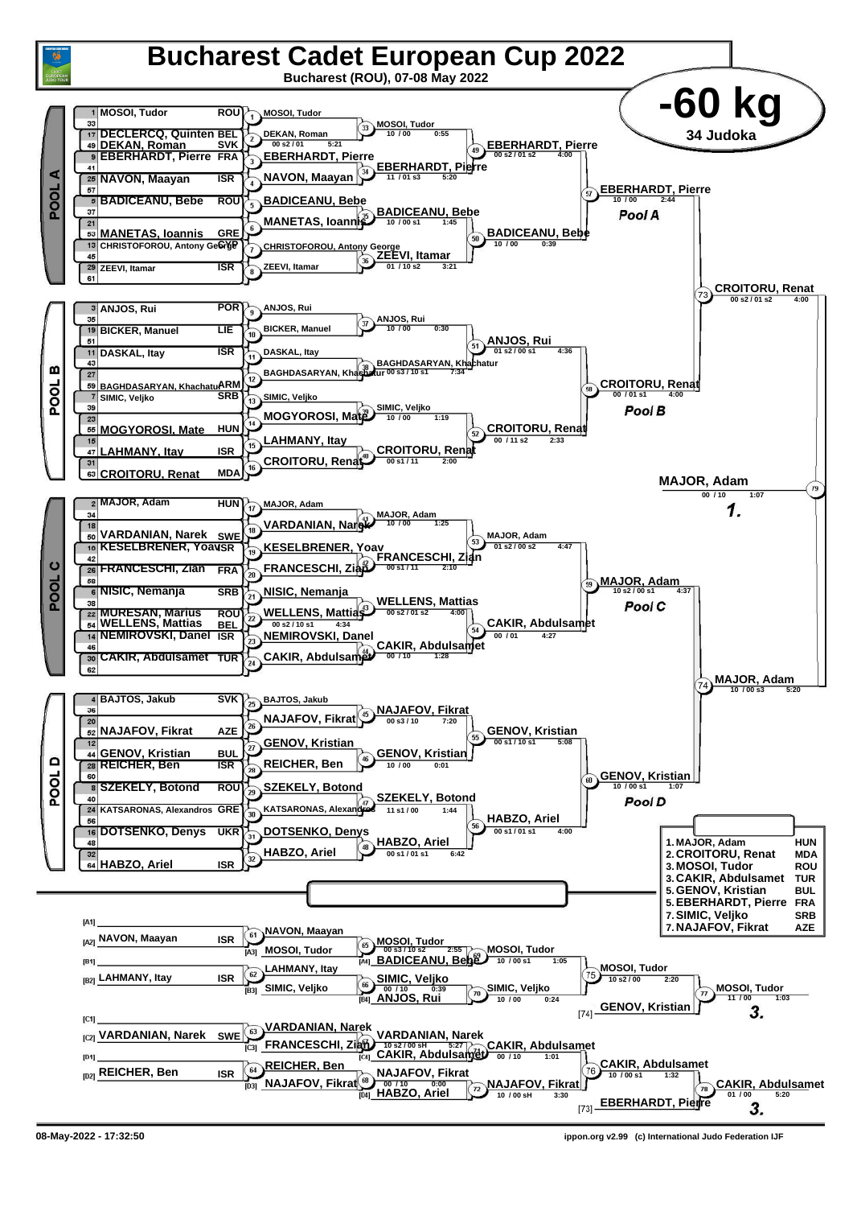# Bucharest Cadet European Cup 2022

Bucharest (ROU), 07-08 May 2022

## -60 kg

34 Judoka

### POOL A

| Seed | Name | Nation |
|---|---|---|
| 1 | MOSOI, Tudor | ROU |
| 33 | | |
| 17 | DECLERCQ, Quinten | BEL |
| 49 | DEKAN, Roman | SVK |
| 9 | EBERHARDT, Pierre | FRA |
| 41 | | |
| 25 | NAVON, Maayan | ISR |
| 57 | | |
| 5 | BADICEANU, Bebe | ROU |
| 37 | | |
| 21 | | |
| 53 | MANETAS, Ioannis | GRE |
| 13 | CHRISTOFOROU, Antony George | CYP |
| 45 | | |
| 29 | ZEEVI, Itamar | ISR |
| 61 | | |

| Match | Winner | Score | Time |
|---|---|---|---|
| 1 | MOSOI, Tudor | | |
| 2 | DEKAN, Roman | 00 s2 / 01 | 5:21 |
| 3 | EBERHARDT, Pierre | | |
| 4 | NAVON, Maayan | | |
| 5 | BADICEANU, Bebe | | |
| 6 | MANETAS, Ioannis | | |
| 7 | CHRISTOFOROU, Antony George | | |
| 8 | ZEEVI, Itamar | | |
| 33 | MOSOI, Tudor | 10 / 00 | 0:55 |
| 34 | EBERHARDT, Pierre | 11 / 01 s3 | 5:20 |
| 35 | BADICEANU, Bebe | 10 / 00 s1 | 1:45 |
| 36 | ZEEVI, Itamar | 01 / 10 s2 | 3:21 |
| 49 | EBERHARDT, Pierre | 00 s2 / 01 s2 | 4:00 |
| 50 | BADICEANU, Bebe | 10 / 00 | 0:39 |
| 57 | EBERHARDT, Pierre | 10 / 00 | 2:44 |

### POOL B

| Seed | Name | Nation |
|---|---|---|
| 3 | ANJOS, Rui | POR |
| 35 | | |
| 19 | BICKER, Manuel | LIE |
| 51 | | |
| 11 | DASKAL, Itay | ISR |
| 43 | | |
| 27 | | |
| 59 | BAGHDASARYAN, Khachatur | ARM |
| 7 | SIMIC, Veljko | SRB |
| 39 | | |
| 23 | | |
| 55 | MOGYOROSI, Mate | HUN |
| 15 | | |
| 47 | LAHMANY, Itay | ISR |
| 31 | | |
| 63 | CROITORU, Renat | MDA |

| Match | Winner | Score | Time |
|---|---|---|---|
| 9 | ANJOS, Rui | | |
| 10 | BICKER, Manuel | | |
| 11 | DASKAL, Itay | | |
| 12 | BAGHDASARYAN, Khachatur | | |
| 13 | SIMIC, Veljko | | |
| 14 | MOGYOROSI, Mate | | |
| 15 | LAHMANY, Itay | | |
| 16 | CROITORU, Renat | | |
| 37 | ANJOS, Rui | 10 / 00 | 0:30 |
| 38 | BAGHDASARYAN, Khachatur | 00 s3 / 10 s1 | 7:34 |
| 39 | SIMIC, Veljko | 10 / 00 | 1:19 |
| 40 | CROITORU, Renat | 00 s1 / 11 | 2:00 |
| 51 | ANJOS, Rui | 01 s2 / 00 s1 | 4:36 |
| 52 | CROITORU, Renat | 00 / 11 s2 | 2:33 |
| 58 | CROITORU, Renat | 00 / 01 s1 | 4:00 |

### POOL C

| Seed | Name | Nation |
|---|---|---|
| 2 | MAJOR, Adam | HUN |
| 34 | | |
| 18 | | |
| 50 | VARDANIAN, Narek | SWE |
| 10 | KESELBRENER, Yoav | ISR |
| 42 | | |
| 26 | FRANCESCHI, Zian | FRA |
| 58 | | |
| 6 | NISIC, Nemanja | SRB |
| 38 | | |
| 22 | MURESAN, Marius | ROU |
| 54 | WELLENS, Mattias | BEL |
| 14 | NEMIROVSKI, Danel | ISR |
| 46 | | |
| 30 | CAKIR, Abdulsamet | TUR |
| 62 | | |

| Match | Winner | Score | Time |
|---|---|---|---|
| 17 | MAJOR, Adam | | |
| 18 | VARDANIAN, Narek | | |
| 19 | KESELBRENER, Yoav | | |
| 20 | FRANCESCHI, Zian | | |
| 21 | NISIC, Nemanja | | |
| 22 | WELLENS, Mattias | 00 s2 / 10 s1 | 4:34 |
| 23 | NEMIROVSKI, Danel | | |
| 24 | CAKIR, Abdulsamet | | |
| 41 | MAJOR, Adam | 10 / 00 | 1:25 |
| 42 | FRANCESCHI, Zian | 00 s1 / 11 | 2:10 |
| 43 | WELLENS, Mattias | 00 s2 / 01 s2 | 4:00 |
| 44 | CAKIR, Abdulsamet | 00 / 10 | 1:28 |
| 53 | MAJOR, Adam | 01 s2 / 00 s2 | 4:47 |
| 54 | CAKIR, Abdulsamet | 00 / 01 | 4:27 |
| 59 | MAJOR, Adam | 10 s2 / 00 s1 | 4:37 |

### POOL D

| Seed | Name | Nation |
|---|---|---|
| 4 | BAJTOS, Jakub | SVK |
| 36 | | |
| 20 | | |
| 52 | NAJAFOV, Fikrat | AZE |
| 12 | | |
| 44 | GENOV, Kristian | BUL |
| 28 | REICHER, Ben | ISR |
| 60 | | |
| 8 | SZEKELY, Botond | ROU |
| 40 | | |
| 24 | KATSARONAS, Alexandros | GRE |
| 56 | | |
| 16 | DOTSENKO, Denys | UKR |
| 48 | | |
| 32 | | |
| 64 | HABZO, Ariel | ISR |

| Match | Winner | Score | Time |
|---|---|---|---|
| 25 | BAJTOS, Jakub | | |
| 26 | NAJAFOV, Fikrat | | |
| 27 | GENOV, Kristian | | |
| 28 | REICHER, Ben | | |
| 29 | SZEKELY, Botond | | |
| 30 | KATSARONAS, Alexandros | | |
| 31 | DOTSENKO, Denys | | |
| 32 | HABZO, Ariel | | |
| 45 | NAJAFOV, Fikrat | 00 s3 / 10 | 7:20 |
| 46 | GENOV, Kristian | 10 / 00 | 0:01 |
| 47 | SZEKELY, Botond | 11 s1 / 00 | 1:44 |
| 48 | HABZO, Ariel | 00 s1 / 01 s1 | 6:42 |
| 55 | GENOV, Kristian | 00 s1 / 10 s1 | 5:08 |
| 56 | HABZO, Ariel | 00 s1 / 01 s1 | 4:00 |
| 60 | GENOV, Kristian | 10 / 00 s1 | 1:07 |

### Semi-finals and Final

| Match | Winner | Score | Time |
|---|---|---|---|
| 73 | CROITORU, Renat | 00 s2 / 01 s2 | 4:00 |
| 74 | MAJOR, Adam | 10 / 00 s3 | 5:20 |
| 79 | MAJOR, Adam (1.) | 00 / 10 | 1:07 |

### Repechage

| Pos | Name | Nation |
|---|---|---|
| [A1] | | |
| [A2] | NAVON, Maayan | ISR |
| [A3] | MOSOI, Tudor | |
| [A4] | BADICEANU, Bebe | |
| [B1] | | |
| [B2] | LAHMANY, Itay | ISR |
| [B3] | SIMIC, Veljko | |
| [B4] | ANJOS, Rui | |
| [C1] | | |
| [C2] | VARDANIAN, Narek | SWE |
| [C3] | FRANCESCHI, Zian | |
| [C4] | CAKIR, Abdulsamet | |
| [D1] | | |
| [D2] | REICHER, Ben | ISR |
| [D3] | NAJAFOV, Fikrat | |
| [D4] | HABZO, Ariel | |

| Match | Winner | Score | Time |
|---|---|---|---|
| 61 | NAVON, Maayan | | |
| 62 | LAHMANY, Itay | | |
| 63 | VARDANIAN, Narek | | |
| 64 | REICHER, Ben | | |
| 65 | MOSOI, Tudor | 00 s3 / 10 s2 | 2:55 |
| 66 | SIMIC, Veljko | 00 / 10 | 0:39 |
| 67 | VARDANIAN, Narek | 10 s2 / 00 sH | 5:27 |
| 68 | NAJAFOV, Fikrat | 00 / 10 | 0:00 |
| 69 | MOSOI, Tudor | 10 / 00 s1 | 1:05 |
| 70 | SIMIC, Veljko | 10 / 00 | 0:24 |
| 71 | CAKIR, Abdulsamet | 00 / 10 | 1:01 |
| 72 | NAJAFOV, Fikrat | 10 / 00 sH | 3:30 |
| 75 | MOSOI, Tudor | 10 s2 / 00 | 2:20 |
| 76 | CAKIR, Abdulsamet | 10 / 00 s1 | 1:32 |
| 77 | MOSOI, Tudor (3.) vs GENOV, Kristian [74] | 11 / 00 | 1:03 |
| 78 | CAKIR, Abdulsamet (3.) vs EBERHARDT, Pierre [73] | 01 / 00 | 5:20 |

### Final Results

| Place | Name | Nation |
|---|---|---|
| 1. | MAJOR, Adam | HUN |
| 2. | CROITORU, Renat | MDA |
| 3. | MOSOI, Tudor | ROU |
| 3. | CAKIR, Abdulsamet | TUR |
| 5. | GENOV, Kristian | BUL |
| 5. | EBERHARDT, Pierre | FRA |
| 7. | SIMIC, Veljko | SRB |
| 7. | NAJAFOV, Fikrat | AZE |

08-May-2022 - 17:32:50

ippon.org v2.99 (c) International Judo Federation IJF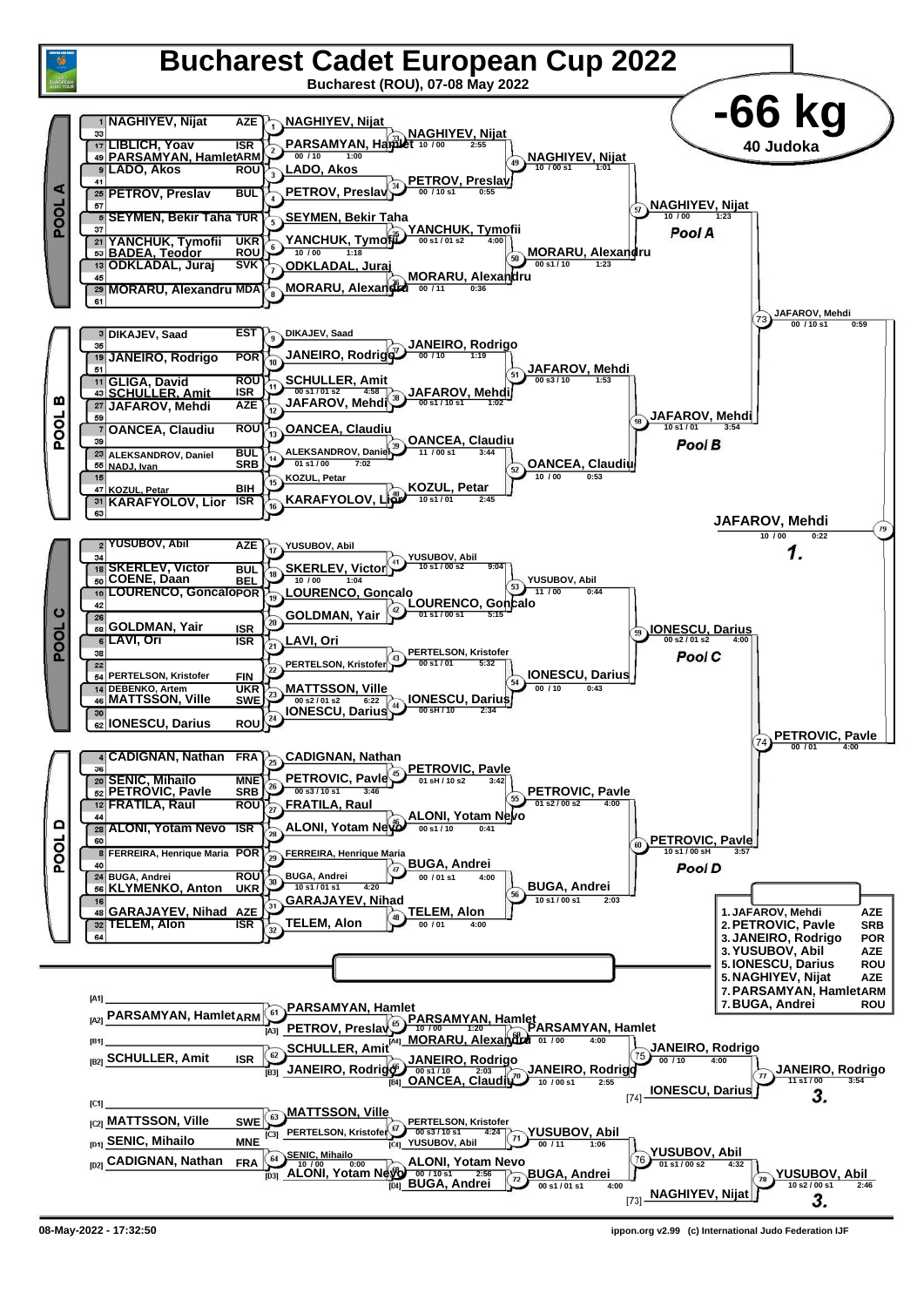# Bucharest Cadet European Cup 2022

Bucharest (ROU), 07-08 May 2022

## -66 kg

40 Judoka

### POOL A

| No. | Name | Country |
|---|---|---|
| 1 | NAGHIYEV, Nijat | AZE |
| 33 | | |
| 17 | LIBLICH, Yoav | ISR |
| 49 | PARSAMYAN, Hamlet | ARM |
| 9 | LADO, Akos | ROU |
| 41 | | |
| 25 | PETROV, Preslav | BUL |
| 57 | | |
| 5 | SEYMEN, Bekir Taha | TUR |
| 37 | | |
| 21 | YANCHUK, Tymofii | UKR |
| 53 | BADEA, Teodor | ROU |
| 13 | ODKLADAL, Juraj | SVK |
| 45 | | |
| 29 | MORARU, Alexandru | MDA |
| 61 | | |

- Contest 1: NAGHIYEV, Nijat
- Contest 2: PARSAMYAN, Hamlet (00 / 10, 1:00)
- Contest 3: LADO, Akos
- Contest 4: PETROV, Preslav
- Contest 5: SEYMEN, Bekir Taha
- Contest 6: YANCHUK, Tymofii (10 / 00, 1:18)
- Contest 7: ODKLADAL, Juraj
- Contest 8: MORARU, Alexandru
- Contest 33: NAGHIYEV, Nijat (10 / 00, 2:55)
- Contest 34: PETROV, Preslav (00 / 10 s1, 0:55)
- Contest 35: YANCHUK, Tymofii (00 s1 / 01 s2, 4:00)
- Contest 36: MORARU, Alexandru (00 / 11, 0:36)
- Contest 49: NAGHIYEV, Nijat (10 / 00 s1, 1:01)
- Contest 50: MORARU, Alexandru (00 s1 / 10, 1:23)
- Contest 57: NAGHIYEV, Nijat (10 / 00, 1:23) — Pool A

### POOL B

| No. | Name | Country |
|---|---|---|
| 3 | DIKAJEV, Saad | EST |
| 35 | | |
| 19 | JANEIRO, Rodrigo | POR |
| 51 | | |
| 11 | GLIGA, David | ROU |
| 43 | SCHULLER, Amit | ISR |
| 27 | JAFAROV, Mehdi | AZE |
| 59 | | |
| 7 | OANCEA, Claudiu | ROU |
| 39 | | |
| 23 | ALEKSANDROV, Daniel | BUL |
| 55 | NADJ, Ivan | SRB |
| 15 | | |
| 47 | KOZUL, Petar | BIH |
| 31 | KARAFYOLOV, Lior | ISR |
| 63 | | |

- Contest 9: DIKAJEV, Saad
- Contest 10: JANEIRO, Rodrigo
- Contest 11: SCHULLER, Amit (00 s1 / 01 s2, 4:58)
- Contest 12: JAFAROV, Mehdi
- Contest 13: OANCEA, Claudiu
- Contest 14: ALEKSANDROV, Daniel (01 s1 / 00, 7:02)
- Contest 15: KOZUL, Petar
- Contest 16: KARAFYOLOV, Lior
- Contest 37: JANEIRO, Rodrigo (00 / 10, 1:19)
- Contest 38: JAFAROV, Mehdi (00 s1 / 10 s1, 1:02)
- Contest 39: OANCEA, Claudiu (11 / 00 s1, 3:44)
- Contest 40: KOZUL, Petar (10 s1 / 01, 2:45)
- Contest 51: JAFAROV, Mehdi (00 s3 / 10, 1:53)
- Contest 52: OANCEA, Claudiu (10 / 00, 0:53)
- Contest 58: JAFAROV, Mehdi (10 s1 / 01, 3:54) — Pool B

Contest 73: JAFAROV, Mehdi (00 / 10 s1, 0:59)

Contest 79 (Final): JAFAROV, Mehdi (10 / 00, 0:22) — 1.

### POOL C

| No. | Name | Country |
|---|---|---|
| 2 | YUSUBOV, Abil | AZE |
| 34 | | |
| 18 | SKERLEV, Victor | BUL |
| 50 | COENE, Daan | BEL |
| 10 | LOURENCO, Goncalo | POR |
| 42 | | |
| 26 | | |
| 58 | GOLDMAN, Yair | ISR |
| 6 | LAVI, Ori | ISR |
| 38 | | |
| 22 | | |
| 54 | PERTELSON, Kristofer | FIN |
| 14 | DEBENKO, Artem | UKR |
| 46 | MATTSSON, Ville | SWE |
| 30 | | |
| 62 | IONESCU, Darius | ROU |

- Contest 17: YUSUBOV, Abil
- Contest 18: SKERLEV, Victor (10 / 00, 1:04)
- Contest 19: LOURENCO, Goncalo
- Contest 20: GOLDMAN, Yair
- Contest 21: LAVI, Ori
- Contest 22: PERTELSON, Kristofer
- Contest 23: MATTSSON, Ville (00 s2 / 01 s2, 6:22)
- Contest 24: IONESCU, Darius
- Contest 41: YUSUBOV, Abil (10 s1 / 00 s2, 9:04)
- Contest 42: LOURENCO, Goncalo (01 s1 / 00 s1, 5:15)
- Contest 43: PERTELSON, Kristofer (00 s1 / 01, 5:32)
- Contest 44: IONESCU, Darius (00 sH / 10, 2:34)
- Contest 53: YUSUBOV, Abil (11 / 00, 0:44)
- Contest 54: IONESCU, Darius (00 / 10, 0:43)
- Contest 59: IONESCU, Darius (00 s2 / 01 s2, 4:00) — Pool C

### POOL D

| No. | Name | Country |
|---|---|---|
| 4 | CADIGNAN, Nathan | FRA |
| 36 | | |
| 20 | SENIC, Mihailo | MNE |
| 52 | PETROVIC, Pavle | SRB |
| 12 | FRATILA, Raul | ROU |
| 44 | | |
| 28 | ALONI, Yotam Nevo | ISR |
| 60 | | |
| 8 | FERREIRA, Henrique Maria | POR |
| 40 | | |
| 24 | BUGA, Andrei | ROU |
| 56 | KLYMENKO, Anton | UKR |
| 16 | | |
| 48 | GARAJAYEV, Nihad | AZE |
| 32 | TELEM, Alon | ISR |
| 64 | | |

- Contest 25: CADIGNAN, Nathan
- Contest 26: PETROVIC, Pavle (00 s3 / 10 s1, 3:46)
- Contest 27: FRATILA, Raul
- Contest 28: ALONI, Yotam Nevo
- Contest 29: FERREIRA, Henrique Maria
- Contest 30: BUGA, Andrei (10 s1 / 01 s1, 4:20)
- Contest 31: GARAJAYEV, Nihad
- Contest 32: TELEM, Alon
- Contest 45: PETROVIC, Pavle (01 sH / 10 s2, 3:42)
- Contest 46: ALONI, Yotam Nevo (00 s1 / 10, 0:41)
- Contest 47: BUGA, Andrei (00 / 01 s1, 4:00)
- Contest 48: TELEM, Alon (00 / 01, 4:00)
- Contest 55: PETROVIC, Pavle (01 s2 / 00 s2, 4:00)
- Contest 56: BUGA, Andrei (10 s1 / 00 s1, 2:03)
- Contest 60: PETROVIC, Pavle (10 s1 / 00 sH, 3:57) — Pool D

Contest 74: PETROVIC, Pavle (00 / 01, 4:00)

### Final Results

| Place | Name | Country |
|---|---|---|
| 1. | JAFAROV, Mehdi | AZE |
| 2. | PETROVIC, Pavle | SRB |
| 3. | JANEIRO, Rodrigo | POR |
| 3. | YUSUBOV, Abil | AZE |
| 5. | IONESCU, Darius | ROU |
| 5. | NAGHIYEV, Nijat | AZE |
| 7. | PARSAMYAN, Hamlet | ARM |
| 7. | BUGA, Andrei | ROU |

### Repechage

| Pos. | Name | Country |
|---|---|---|
| [A1] | | |
| [A2] | PARSAMYAN, Hamlet | ARM |
| [B1] | | |
| [B2] | SCHULLER, Amit | ISR |
| [C1] | | |
| [C2] | MATTSSON, Ville | SWE |
| [D1] | SENIC, Mihailo | MNE |
| [D2] | CADIGNAN, Nathan | FRA |

- Contest 61: PARSAMYAN, Hamlet
- Contest 62: SCHULLER, Amit
- Contest 63: MATTSSON, Ville
- Contest 64: SENIC, Mihailo (10 / 00, 0:00)
- Contest 65: PARSAMYAN, Hamlet (10 / 00, 1:20) vs [A3] PETROV, Preslav
- Contest 66: JANEIRO, Rodrigo (00 s1 / 10, 2:03) vs [B3] JANEIRO, Rodrigo
- Contest 67: PERTELSON, Kristofer (00 s3 / 10 s1, 4:24) vs [C3] PERTELSON, Kristofer
- Contest 68: ALONI, Yotam Nevo (00 / 10 s1, 2:56) vs [D3] ALONI, Yotam Nevo
- Contest 69: PARSAMYAN, Hamlet (01 / 00, 4:00) vs [A4] MORARU, Alexandru
- Contest 70: JANEIRO, Rodrigo (10 / 00 s1, 2:55) vs [B4] OANCEA, Claudiu
- Contest 71: YUSUBOV, Abil (00 / 11, 1:06) vs [C4] YUSUBOV, Abil
- Contest 72: BUGA, Andrei (00 s1 / 01 s1, 4:00) vs [D4] BUGA, Andrei
- Contest 75: JANEIRO, Rodrigo (00 / 10, 4:00)
- Contest 76: YUSUBOV, Abil (01 s1 / 00 s2, 4:32)
- Contest 77: JANEIRO, Rodrigo (11 s1 / 00, 3:54) vs [74] IONESCU, Darius — 3.
- Contest 78: YUSUBOV, Abil (10 s2 / 00 s1, 2:46) vs [73] NAGHIYEV, Nijat — 3.

08-May-2022 - 17:32:50

ippon.org v2.99 (c) International Judo Federation IJF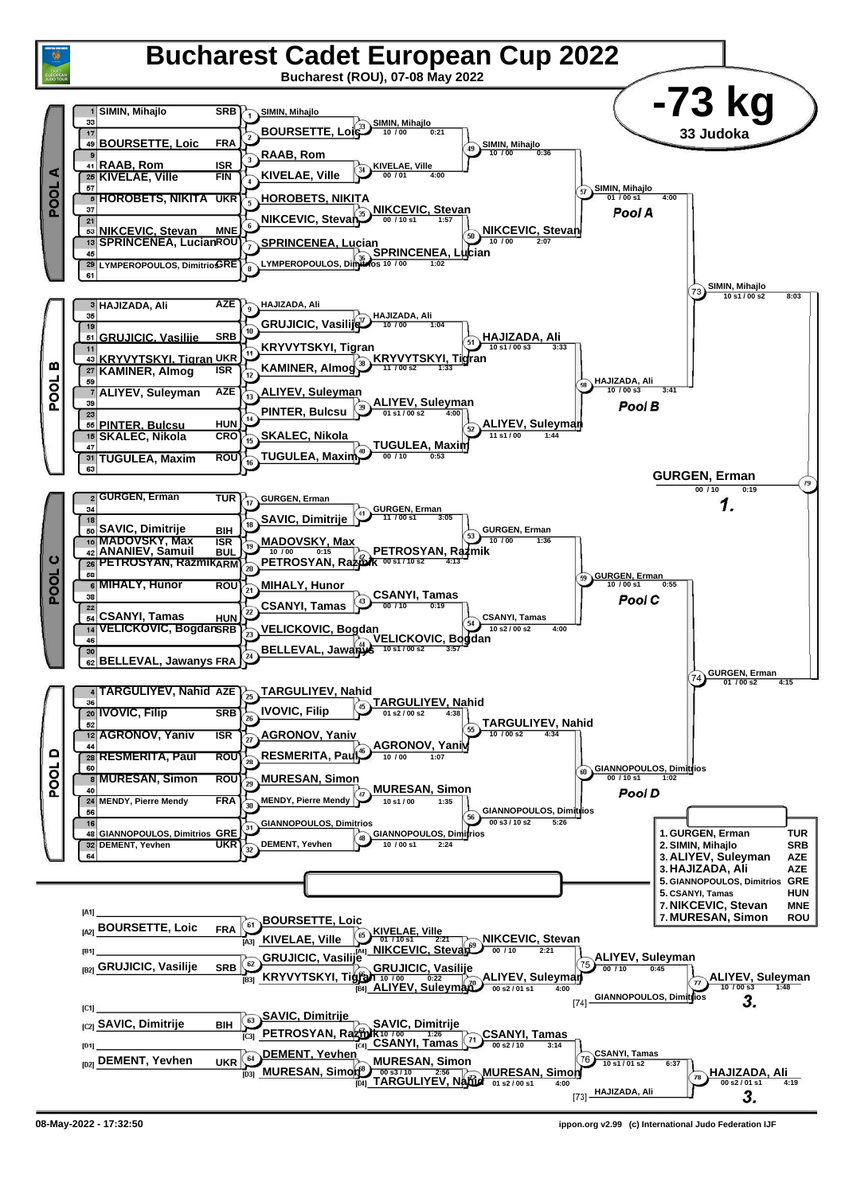# Bucharest Cadet European Cup 2022

**Bucharest (ROU), 07-08 May 2022**

## -73 kg

**33 Judoka**

## POOL A

| Seed | Name | Nation |
|---|---|---|
| 1 | SIMIN, Mihajlo | SRB |
| 49 | BOURSETTE, Loic | FRA |
| 41 | RAAB, Rom | ISR |
| 25 | KIVELAE, Ville | FIN |
| 5 | HOROBETS, NIKITA | UKR |
| 53 | NIKCEVIC, Stevan | MNE |
| 13 | SPRINCENEA, Lucian | ROU |
| 29 | LYMPEROPOULOS, Dimitrios | GRE |

| Contest | Winner | Score | Time |
|---|---|---|---|
| 1 | SIMIN, Mihajlo | | |
| 2 | BOURSETTE, Loic | | |
| 3 | RAAB, Rom | | |
| 4 | KIVELAE, Ville | | |
| 5 | HOROBETS, NIKITA | | |
| 6 | NIKCEVIC, Stevan | | |
| 7 | SPRINCENEA, Lucian | | |
| 8 | LYMPEROPOULOS, Dimitrios | | |
| 33 | SIMIN, Mihajlo | 10 / 00 | 0:21 |
| 34 | KIVELAE, Ville | 00 / 01 | 4:00 |
| 35 | NIKCEVIC, Stevan | 00 / 10 s1 | 1:57 |
| 36 | SPRINCENEA, Lucian | 10 / 00 | 1:02 |
| 49 | SIMIN, Mihajlo | 10 / 00 | 0:36 |
| 50 | NIKCEVIC, Stevan | 10 / 00 | 2:07 |
| 57 | SIMIN, Mihajlo | 01 / 00 s1 | 4:00 |

## POOL B

| Seed | Name | Nation |
|---|---|---|
| 3 | HAJIZADA, Ali | AZE |
| 51 | GRUJICIC, Vasilije | SRB |
| 43 | KRYVYTSKYI, Tigran | UKR |
| 27 | KAMINER, Almog | ISR |
| 7 | ALIYEV, Suleyman | AZE |
| 55 | PINTER, Bulcsu | HUN |
| 15 | SKALEC, Nikola | CRO |
| 31 | TUGULEA, Maxim | ROU |

| Contest | Winner | Score | Time |
|---|---|---|---|
| 9 | HAJIZADA, Ali | | |
| 10 | GRUJICIC, Vasilije | | |
| 11 | KRYVYTSKYI, Tigran | | |
| 12 | KAMINER, Almog | | |
| 13 | ALIYEV, Suleyman | | |
| 14 | PINTER, Bulcsu | | |
| 15 | SKALEC, Nikola | | |
| 16 | TUGULEA, Maxim | | |
| 37 | HAJIZADA, Ali | 10 / 00 | 1:04 |
| 38 | KRYVYTSKYI, Tigran | 11 / 00 s2 | 1:33 |
| 39 | ALIYEV, Suleyman | 01 s1 / 00 s2 | 4:00 |
| 40 | TUGULEA, Maxim | 00 / 10 | 0:53 |
| 51 | HAJIZADA, Ali | 10 s1 / 00 s3 | 3:33 |
| 52 | ALIYEV, Suleyman | 11 s1 / 00 | 1:44 |
| 58 | HAJIZADA, Ali | 10 / 00 s3 | 3:41 |

Semi-final 73: SIMIN, Mihajlo — 10 s1 / 00 s2 — 8:03

## POOL C

| Seed | Name | Nation |
|---|---|---|
| 2 | GURGEN, Erman | TUR |
| 50 | SAVIC, Dimitrije | BIH |
| 10 | MADOVSKY, Max | ISR |
| 42 | ANANIEV, Samuil | BUL |
| 26 | PETROSYAN, Razmik | ARM |
| 6 | MIHALY, Hunor | ROU |
| 54 | CSANYI, Tamas | HUN |
| 14 | VELICKOVIC, Bogdan | SRB |
| 62 | BELLEVAL, Jawanys | FRA |

| Contest | Winner | Score | Time |
|---|---|---|---|
| 17 | GURGEN, Erman | | |
| 18 | SAVIC, Dimitrije | | |
| 19 | MADOVSKY, Max | 10 / 00 | 0:15 |
| 20 | PETROSYAN, Razmik | | |
| 21 | MIHALY, Hunor | | |
| 22 | CSANYI, Tamas | | |
| 23 | VELICKOVIC, Bogdan | | |
| 24 | BELLEVAL, Jawanys | | |
| 41 | GURGEN, Erman | 11 / 00 s1 | 3:05 |
| 42 | PETROSYAN, Razmik | 00 s1 / 10 s2 | 4:13 |
| 43 | CSANYI, Tamas | 00 / 10 | 0:19 |
| 44 | VELICKOVIC, Bogdan | 10 s1 / 00 s2 | 3:57 |
| 53 | GURGEN, Erman | 10 / 00 | 1:36 |
| 54 | CSANYI, Tamas | 10 s2 / 00 s2 | 4:00 |
| 59 | GURGEN, Erman | 10 / 00 s1 | 0:55 |

## POOL D

| Seed | Name | Nation |
|---|---|---|
| 4 | TARGULIYEV, Nahid | AZE |
| 20 | IVOVIC, Filip | SRB |
| 12 | AGRONOV, Yaniv | ISR |
| 28 | RESMERITA, Paul | ROU |
| 8 | MURESAN, Simon | ROU |
| 24 | MENDY, Pierre Mendy | FRA |
| 48 | GIANNOPOULOS, Dimitrios | GRE |
| 32 | DEMENT, Yevhen | UKR |

| Contest | Winner | Score | Time |
|---|---|---|---|
| 25 | TARGULIYEV, Nahid | | |
| 26 | IVOVIC, Filip | | |
| 27 | AGRONOV, Yaniv | | |
| 28 | RESMERITA, Paul | | |
| 29 | MURESAN, Simon | | |
| 30 | MENDY, Pierre Mendy | | |
| 31 | GIANNOPOULOS, Dimitrios | | |
| 32 | DEMENT, Yevhen | | |
| 45 | TARGULIYEV, Nahid | 01 s2 / 00 s2 | 4:38 |
| 46 | AGRONOV, Yaniv | 10 / 00 | 1:07 |
| 47 | MURESAN, Simon | 10 s1 / 00 | 1:35 |
| 48 | GIANNOPOULOS, Dimitrios | 10 / 00 s1 | 2:24 |
| 55 | TARGULIYEV, Nahid | 10 / 00 s2 | 4:34 |
| 56 | GIANNOPOULOS, Dimitrios | 00 s3 / 10 s2 | 5:26 |
| 60 | GIANNOPOULOS, Dimitrios | 00 / 10 s1 | 1:02 |

Semi-final 74: GURGEN, Erman — 01 / 00 s2 — 4:15

Final 79: GURGEN, Erman — 00 / 10 — 0:19 — **1.**

## Repechage

| Contest | Winner | Score | Time |
|---|---|---|---|
| 61 | BOURSETTE, Loic (FRA) | | |
| 62 | GRUJICIC, Vasilije (SRB) | | |
| 63 | SAVIC, Dimitrije (BIH) | | |
| 64 | DEMENT, Yevhen (UKR) | | |
| 65 | KIVELAE, Ville | 01 / 10 s1 | 2:21 |
| 66 | GRUJICIC, Vasilije | 10 / 00 | 0:22 |
| 67 | SAVIC, Dimitrije | 10 / 00 | 1:26 |
| 68 | MURESAN, Simon | 00 s3 / 10 | 2:56 |
| 69 | NIKCEVIC, Stevan | 00 / 10 | 2:21 |
| 70 | ALIYEV, Suleyman | 00 s2 / 01 s1 | 4:00 |
| 71 | CSANYI, Tamas | 00 s2 / 10 | 3:14 |
| 72 | MURESAN, Simon | 01 s2 / 00 s1 | 4:00 |
| 75 | ALIYEV, Suleyman | 00 / 10 | 0:45 |
| 76 | CSANYI, Tamas | 10 s1 / 01 s2 | 6:37 |
| 77 | ALIYEV, Suleyman | 10 / 00 s3 | 1:48 |
| 78 | HAJIZADA, Ali | 00 s2 / 01 s1 | 4:19 |

Contest 77: ALIYEV, Suleyman vs GIANNOPOULOS, Dimitrios [74] — ALIYEV, Suleyman **3.**

Contest 78: MURESAN, Simon vs HAJIZADA, Ali [73] — HAJIZADA, Ali **3.**

## Final Results

| Place | Name | Nation |
|---|---|---|
| 1. | GURGEN, Erman | TUR |
| 2. | SIMIN, Mihajlo | SRB |
| 3. | ALIYEV, Suleyman | AZE |
| 3. | HAJIZADA, Ali | AZE |
| 5. | GIANNOPOULOS, Dimitrios | GRE |
| 5. | CSANYI, Tamas | HUN |
| 7. | NIKCEVIC, Stevan | MNE |
| 7. | MURESAN, Simon | ROU |

08-May-2022 - 17:32:50 — ippon.org v2.99 (c) International Judo Federation IJF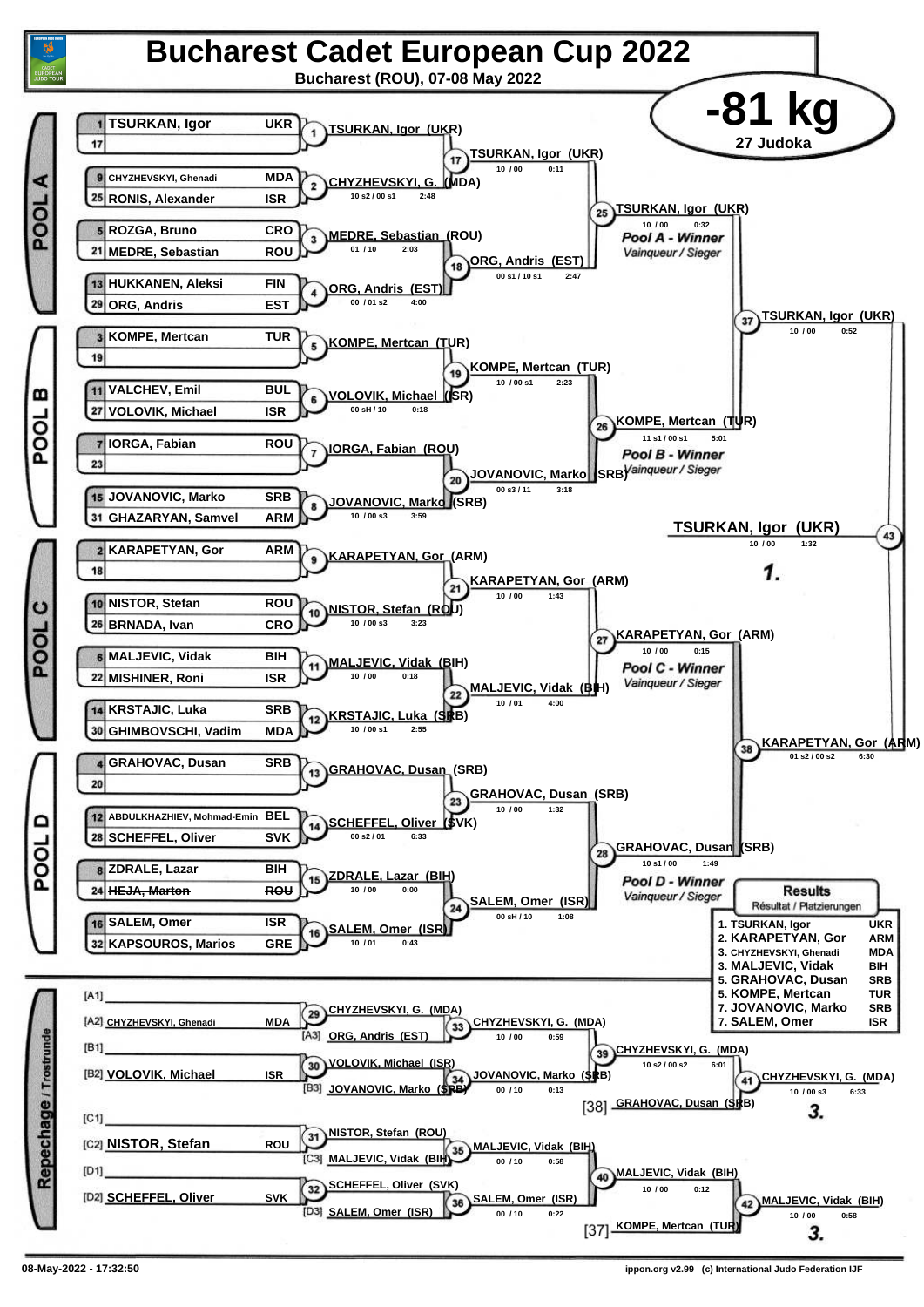# Bucharest Cadet European Cup 2022

Bucharest (ROU), 07-08 May 2022

## -81 kg

27 Judoka

### POOL A

| Seed | Name | Country |
|---|---|---|
| 1 | TSURKAN, Igor | UKR |
| 17 | | |
| 9 | CHYZHEVSKYI, Ghenadi | MDA |
| 25 | RONIS, Alexander | ISR |
| 5 | ROZGA, Bruno | CRO |
| 21 | MEDRE, Sebastian | ROU |
| 13 | HUKKANEN, Aleksi | FIN |
| 29 | ORG, Andris | EST |

- (1) TSURKAN, Igor (UKR)
- (2) CHYZHEVSKYI, G. (MDA) — 10 s2 / 00 s1 — 2:48
- (3) MEDRE, Sebastian (ROU) — 01 / 10 — 2:03
- (4) ORG, Andris (EST) — 00 / 01 s2 — 4:00
- (17) TSURKAN, Igor (UKR) — 10 / 00 — 0:11
- (18) ORG, Andris (EST) — 00 s1 / 10 s1 — 2:47
- (25) TSURKAN, Igor (UKR) — 10 / 00 — 0:32 — *Pool A - Winner* / *Vainqueur / Sieger*

### POOL B

| Seed | Name | Country |
|---|---|---|
| 3 | KOMPE, Mertcan | TUR |
| 19 | | |
| 11 | VALCHEV, Emil | BUL |
| 27 | VOLOVIK, Michael | ISR |
| 7 | IORGA, Fabian | ROU |
| 23 | | |
| 15 | JOVANOVIC, Marko | SRB |
| 31 | GHAZARYAN, Samvel | ARM |

- (5) KOMPE, Mertcan (TUR)
- (6) VOLOVIK, Michael (ISR) — 00 sH / 10 — 0:18
- (7) IORGA, Fabian (ROU)
- (8) JOVANOVIC, Marko (SRB) — 10 / 00 s3 — 3:59
- (19) KOMPE, Mertcan (TUR) — 10 / 00 s1 — 2:23
- (20) JOVANOVIC, Marko (SRB) — 00 s3 / 11 — 3:18
- (26) KOMPE, Mertcan (TUR) — 11 s1 / 00 s1 — 5:01 — *Pool B - Winner* / *Vainqueur / Sieger*

### POOL C

| Seed | Name | Country |
|---|---|---|
| 2 | KARAPETYAN, Gor | ARM |
| 18 | | |
| 10 | NISTOR, Stefan | ROU |
| 26 | BRNADA, Ivan | CRO |
| 6 | MALJEVIC, Vidak | BIH |
| 22 | MISHINER, Roni | ISR |
| 14 | KRSTAJIC, Luka | SRB |
| 30 | GHIMBOVSCHI, Vadim | MDA |

- (9) KARAPETYAN, Gor (ARM)
- (10) NISTOR, Stefan (ROU) — 10 / 00 s3 — 3:23
- (11) MALJEVIC, Vidak (BIH) — 10 / 00 — 0:18
- (12) KRSTAJIC, Luka (SRB) — 10 / 00 s1 — 2:55
- (21) KARAPETYAN, Gor (ARM) — 10 / 00 — 1:43
- (22) MALJEVIC, Vidak (BIH) — 10 / 01 — 4:00
- (27) KARAPETYAN, Gor (ARM) — 10 / 00 — 0:15 — *Pool C - Winner* / *Vainqueur / Sieger*

### POOL D

| Seed | Name | Country |
|---|---|---|
| 4 | GRAHOVAC, Dusan | SRB |
| 20 | | |
| 12 | ABDULKHAZHIEV, Mohmad-Emin | BEL |
| 28 | SCHEFFEL, Oliver | SVK |
| 8 | ZDRALE, Lazar | BIH |
| 24 | ~~HEJA, Marton~~ | ~~ROU~~ |
| 16 | SALEM, Omer | ISR |
| 32 | KAPSOUROS, Marios | GRE |

- (13) GRAHOVAC, Dusan (SRB)
- (14) SCHEFFEL, Oliver (SVK) — 00 s2 / 01 — 6:33
- (15) ZDRALE, Lazar (BIH) — 10 / 00 — 0:00
- (16) SALEM, Omer (ISR) — 10 / 01 — 0:43
- (23) GRAHOVAC, Dusan (SRB) — 10 / 00 — 1:32
- (24) SALEM, Omer (ISR) — 00 sH / 10 — 1:08
- (28) GRAHOVAC, Dusan (SRB) — 10 s1 / 00 — 1:49 — *Pool D - Winner* / *Vainqueur / Sieger*

### Semi-finals and Final

- (37) TSURKAN, Igor (UKR) — 10 / 00 — 0:52
- (38) KARAPETYAN, Gor (ARM) — 01 s2 / 00 s2 — 6:30
- (43) **TSURKAN, Igor (UKR)** — 10 / 00 — 1:32 — **1.**

### Repechage / Trostrunde

- [A1]
- [A2] CHYZHEVSKYI, Ghenadi (MDA)
- [A3] ORG, Andris (EST)
- [B1]
- [B2] VOLOVIK, Michael (ISR)
- [B3] JOVANOVIC, Marko (SRB)
- [C1]
- [C2] NISTOR, Stefan (ROU)
- [C3] MALJEVIC, Vidak (BIH)
- [D1]
- [D2] SCHEFFEL, Oliver (SVK)
- [D3] SALEM, Omer (ISR)

- (29) CHYZHEVSKYI, G. (MDA)
- (30) VOLOVIK, Michael (ISR)
- (31) NISTOR, Stefan (ROU)
- (32) SCHEFFEL, Oliver (SVK)
- (33) CHYZHEVSKYI, G. (MDA) — 10 / 00 — 0:59
- (34) JOVANOVIC, Marko (SRB) — 00 / 10 — 0:13
- (35) MALJEVIC, Vidak (BIH) — 00 / 10 — 0:58
- (36) SALEM, Omer (ISR) — 00 / 10 — 0:22
- (39) CHYZHEVSKYI, G. (MDA) — 10 s2 / 00 s2 — 6:01
- (40) MALJEVIC, Vidak (BIH) — 10 / 00 — 0:12
- [38] GRAHOVAC, Dusan (SRB)
- [37] KOMPE, Mertcan (TUR)
- (41) CHYZHEVSKYI, G. (MDA) — 10 / 00 s3 — 6:33 — **3.**
- (42) MALJEVIC, Vidak (BIH) — 10 / 00 — 0:58 — **3.**

### Results / Résultat / Platzierungen

| Place | Name | Country |
|---|---|---|
| 1. | TSURKAN, Igor | UKR |
| 2. | KARAPETYAN, Gor | ARM |
| 3. | CHYZHEVSKYI, Ghenadi | MDA |
| 3. | MALJEVIC, Vidak | BIH |
| 5. | GRAHOVAC, Dusan | SRB |
| 5. | KOMPE, Mertcan | TUR |
| 7. | JOVANOVIC, Marko | SRB |
| 7. | SALEM, Omer | ISR |

08-May-2022 - 17:32:50

ippon.org v2.99 (c) International Judo Federation IJF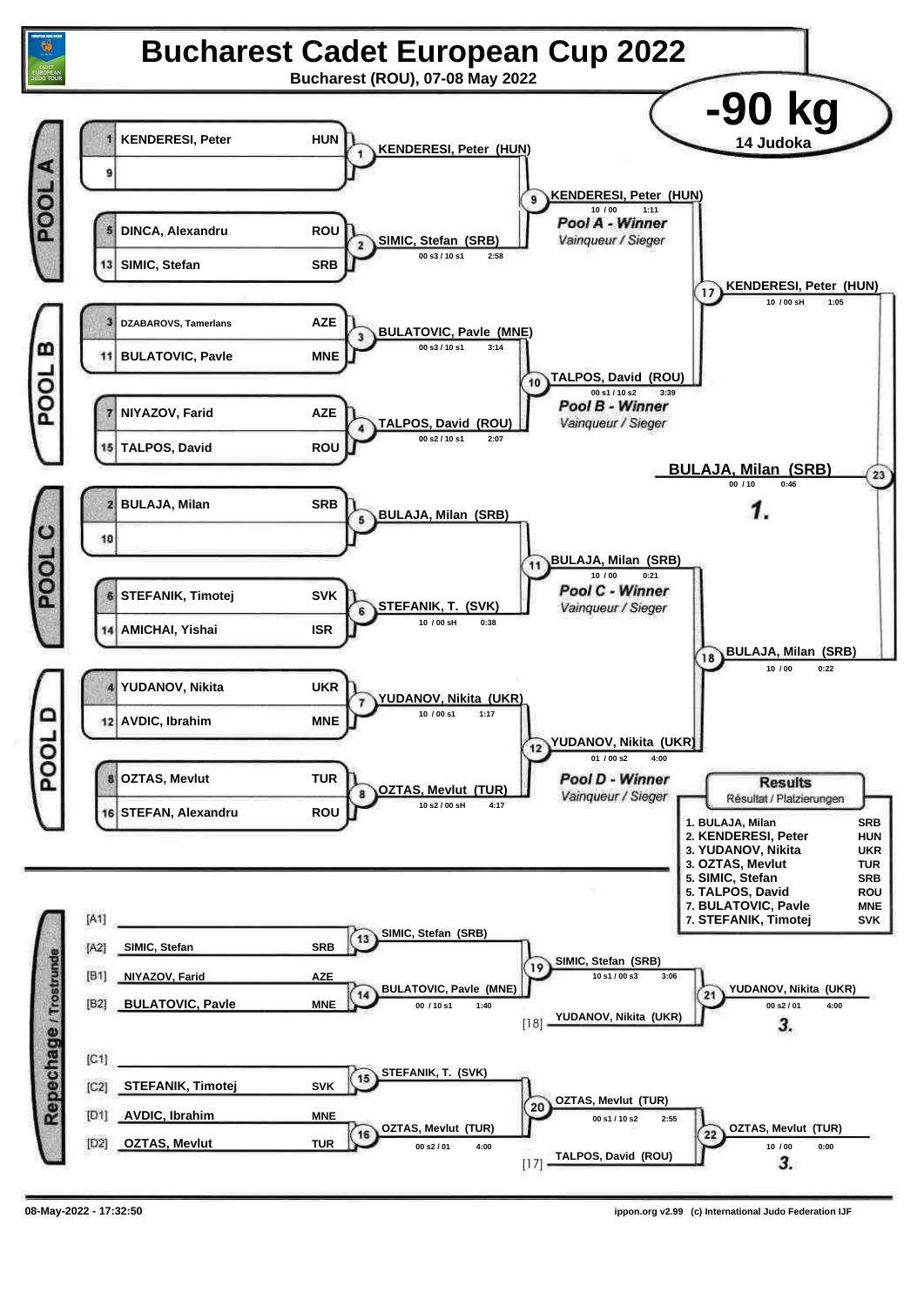# Bucharest Cadet European Cup 2022

**Bucharest (ROU), 07-08 May 2022**

## -90 kg

**14 Judoka**

### POOL A

| Seed | Name | Nation |
|---|---|---|
| 1 | KENDERESI, Peter | HUN |
| 9 | | |
| 5 | DINCA, Alexandru | ROU |
| 13 | SIMIC, Stefan | SRB |

- (1) KENDERESI, Peter (HUN)
- (2) SIMIC, Stefan (SRB) — 00 s3 / 10 s1 — 2:58
- (9) KENDERESI, Peter (HUN) — 10 / 00 — 1:11 — *Pool A - Winner* — *Vainqueur / Sieger*

### POOL B

| Seed | Name | Nation |
|---|---|---|
| 3 | DZABAROVS, Tamerlans | AZE |
| 11 | BULATOVIC, Pavle | MNE |
| 7 | NIYAZOV, Farid | AZE |
| 15 | TALPOS, David | ROU |

- (3) BULATOVIC, Pavle (MNE) — 00 s3 / 10 s1 — 3:14
- (4) TALPOS, David (ROU) — 00 s2 / 10 s1 — 2:07
- (10) TALPOS, David (ROU) — 00 s1 / 10 s2 — 3:39 — *Pool B - Winner* — *Vainqueur / Sieger*

- (17) KENDERESI, Peter (HUN) — 10 / 00 sH — 1:05

### POOL C

| Seed | Name | Nation |
|---|---|---|
| 2 | BULAJA, Milan | SRB |
| 10 | | |
| 6 | STEFANIK, Timotej | SVK |
| 14 | AMICHAI, Yishai | ISR |

- (5) BULAJA, Milan (SRB)
- (6) STEFANIK, T. (SVK) — 10 / 00 sH — 0:38
- (11) BULAJA, Milan (SRB) — 10 / 00 — 0:21 — *Pool C - Winner* — *Vainqueur / Sieger*

### POOL D

| Seed | Name | Nation |
|---|---|---|
| 4 | YUDANOV, Nikita | UKR |
| 12 | AVDIC, Ibrahim | MNE |
| 8 | OZTAS, Mevlut | TUR |
| 16 | STEFAN, Alexandru | ROU |

- (7) YUDANOV, Nikita (UKR) — 10 / 00 s1 — 1:17
- (8) OZTAS, Mevlut (TUR) — 10 s2 / 00 sH — 4:17
- (12) YUDANOV, Nikita (UKR) — 01 / 00 s2 — 4:00 — *Pool D - Winner* — *Vainqueur / Sieger*

- (18) BULAJA, Milan (SRB) — 10 / 00 — 0:22

### Final

- (23) **BULAJA, Milan (SRB)** — 00 / 10 — 0:46 — **1.**

### Repechage / Trostrunde

| Pos | Name | Nation |
|---|---|---|
| [A1] | | |
| [A2] | SIMIC, Stefan | SRB |
| [B1] | NIYAZOV, Farid | AZE |
| [B2] | BULATOVIC, Pavle | MNE |
| [C1] | | |
| [C2] | STEFANIK, Timotej | SVK |
| [D1] | AVDIC, Ibrahim | MNE |
| [D2] | OZTAS, Mevlut | TUR |

- (13) SIMIC, Stefan (SRB)
- (14) BULATOVIC, Pavle (MNE) — 00 / 10 s1 — 1:40
- (19) SIMIC, Stefan (SRB) — 10 s1 / 00 s3 — 3:06
- [18] YUDANOV, Nikita (UKR)
- (21) YUDANOV, Nikita (UKR) — 00 s2 / 01 — 4:00 — **3.**
- (15) STEFANIK, T. (SVK)
- (16) OZTAS, Mevlut (TUR) — 00 s2 / 01 — 4:00
- (20) OZTAS, Mevlut (TUR) — 00 s1 / 10 s2 — 2:55
- [17] TALPOS, David (ROU)
- (22) OZTAS, Mevlut (TUR) — 10 / 00 — 0:00 — **3.**

### Results

*Résultat / Platzierungen*

| Place | Name | Nation |
|---|---|---|
| 1. | BULAJA, Milan | SRB |
| 2. | KENDERESI, Peter | HUN |
| 3. | YUDANOV, Nikita | UKR |
| 3. | OZTAS, Mevlut | TUR |
| 5. | SIMIC, Stefan | SRB |
| 5. | TALPOS, David | ROU |
| 7. | BULATOVIC, Pavle | MNE |
| 7. | STEFANIK, Timotej | SVK |

08-May-2022 - 17:32:50 — ippon.org v2.99 (c) International Judo Federation IJF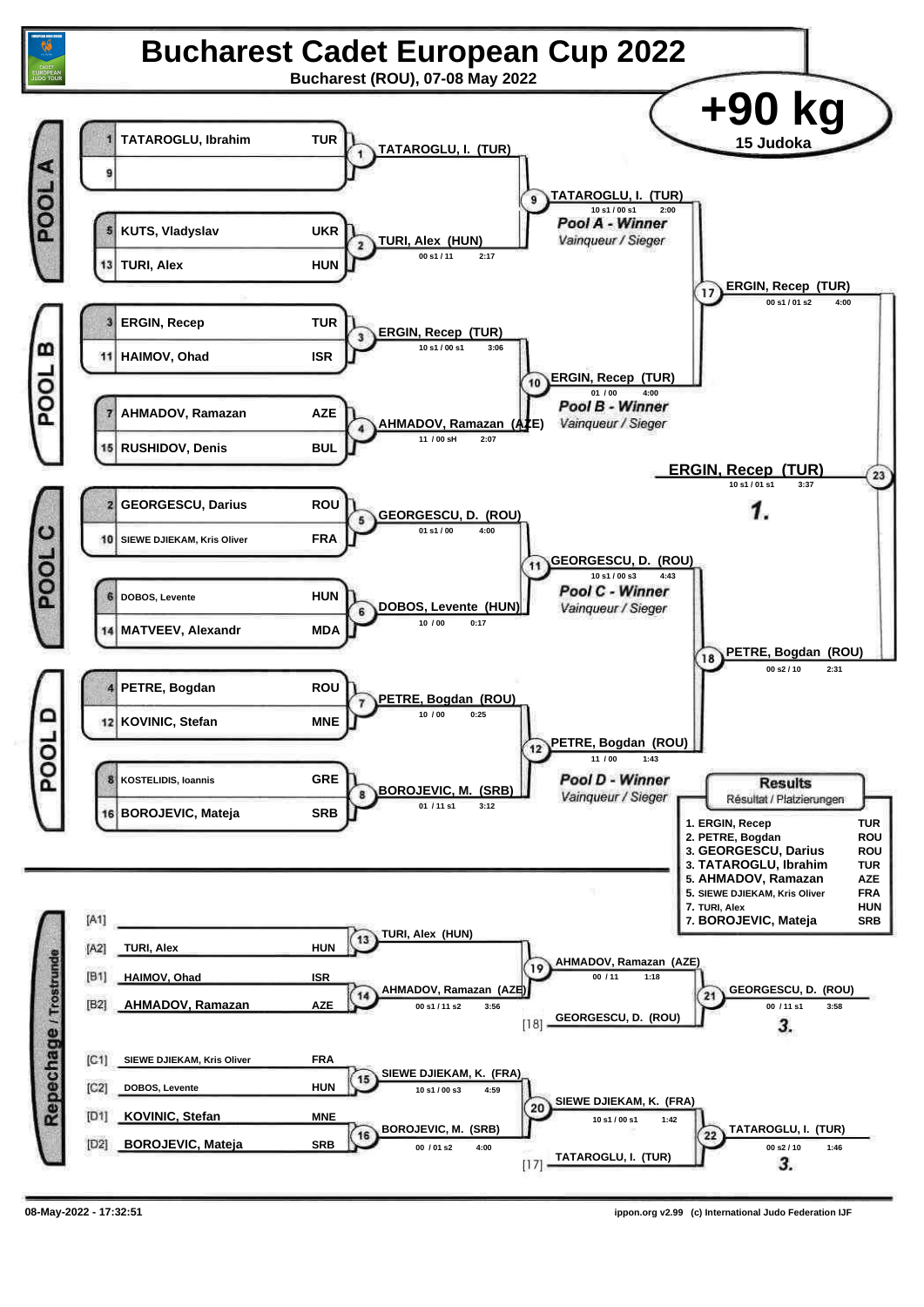# Bucharest Cadet European Cup 2022

**Bucharest (ROU), 07-08 May 2022**

## +90 kg

15 Judoka

### POOL A

| Seed | Name | Country |
|---|---|---|
| 1 | TATAROGLU, Ibrahim | TUR |
| 9 | | |
| 5 | KUTS, Vladyslav | UKR |
| 13 | TURI, Alex | HUN |

- (1) TATAROGLU, I. (TUR)
- (2) TURI, Alex (HUN) — 00 s1 / 11 — 2:17
- (9) TATAROGLU, I. (TUR) — 10 s1 / 00 s1 — 2:00 — *Pool A - Winner* / *Vainqueur / Sieger*

### POOL B

| Seed | Name | Country |
|---|---|---|
| 3 | ERGIN, Recep | TUR |
| 11 | HAIMOV, Ohad | ISR |
| 7 | AHMADOV, Ramazan | AZE |
| 15 | RUSHIDOV, Denis | BUL |

- (3) ERGIN, Recep (TUR) — 10 s1 / 00 s1 — 3:06
- (4) AHMADOV, Ramazan (AZE) — 11 / 00 sH — 2:07
- (10) ERGIN, Recep (TUR) — 01 / 00 — 4:00 — *Pool B - Winner* / *Vainqueur / Sieger*

### POOL C

| Seed | Name | Country |
|---|---|---|
| 2 | GEORGESCU, Darius | ROU |
| 10 | SIEWE DJIEKAM, Kris Oliver | FRA |
| 6 | DOBOS, Levente | HUN |
| 14 | MATVEEV, Alexandr | MDA |

- (5) GEORGESCU, D. (ROU) — 01 s1 / 00 — 4:00
- (6) DOBOS, Levente (HUN) — 10 / 00 — 0:17
- (11) GEORGESCU, D. (ROU) — 10 s1 / 00 s3 — 4:43 — *Pool C - Winner* / *Vainqueur / Sieger*

### POOL D

| Seed | Name | Country |
|---|---|---|
| 4 | PETRE, Bogdan | ROU |
| 12 | KOVINIC, Stefan | MNE |
| 8 | KOSTELIDIS, Ioannis | GRE |
| 16 | BOROJEVIC, Mateja | SRB |

- (7) PETRE, Bogdan (ROU) — 10 / 00 — 0:25
- (8) BOROJEVIC, M. (SRB) — 01 / 11 s1 — 3:12
- (12) PETRE, Bogdan (ROU) — 11 / 00 — 1:43 — *Pool D - Winner* / *Vainqueur / Sieger*

### Semi-finals and Final

- (17) ERGIN, Recep (TUR) — 00 s1 / 01 s2 — 4:00
- (18) PETRE, Bogdan (ROU) — 00 s2 / 10 — 2:31
- (23) ERGIN, Recep (TUR) — 10 s1 / 01 s1 — 3:37 — **1.**

### Repechage / Trostrunde

| Pos. | Name | Country |
|---|---|---|
| [A1] | | |
| [A2] | TURI, Alex | HUN |
| [B1] | HAIMOV, Ohad | ISR |
| [B2] | AHMADOV, Ramazan | AZE |
| [C1] | SIEWE DJIEKAM, Kris Oliver | FRA |
| [C2] | DOBOS, Levente | HUN |
| [D1] | KOVINIC, Stefan | MNE |
| [D2] | BOROJEVIC, Mateja | SRB |

- (13) TURI, Alex (HUN)
- (14) AHMADOV, Ramazan (AZE) — 00 s1 / 11 s2 — 3:56
- (19) AHMADOV, Ramazan (AZE) — 00 / 11 — 1:18
- [18] GEORGESCU, D. (ROU)
- (21) GEORGESCU, D. (ROU) — 00 / 11 s1 — 3:58 — **3.**
- (15) SIEWE DJIEKAM, K. (FRA) — 10 s1 / 00 s3 — 4:59
- (16) BOROJEVIC, M. (SRB) — 00 / 01 s2 — 4:00
- (20) SIEWE DJIEKAM, K. (FRA) — 10 s1 / 00 s1 — 1:42
- [17] TATAROGLU, I. (TUR)
- (22) TATAROGLU, I. (TUR) — 00 s2 / 10 — 1:46 — **3.**

### Results

Résultat / Platzierungen

| Place | Name | Country |
|---|---|---|
| 1. | ERGIN, Recep | TUR |
| 2. | PETRE, Bogdan | ROU |
| 3. | GEORGESCU, Darius | ROU |
| 3. | TATAROGLU, Ibrahim | TUR |
| 5. | AHMADOV, Ramazan | AZE |
| 5. | SIEWE DJIEKAM, Kris Oliver | FRA |
| 7. | TURI, Alex | HUN |
| 7. | BOROJEVIC, Mateja | SRB |

08-May-2022 - 17:32:51 — ippon.org v2.99 (c) International Judo Federation IJF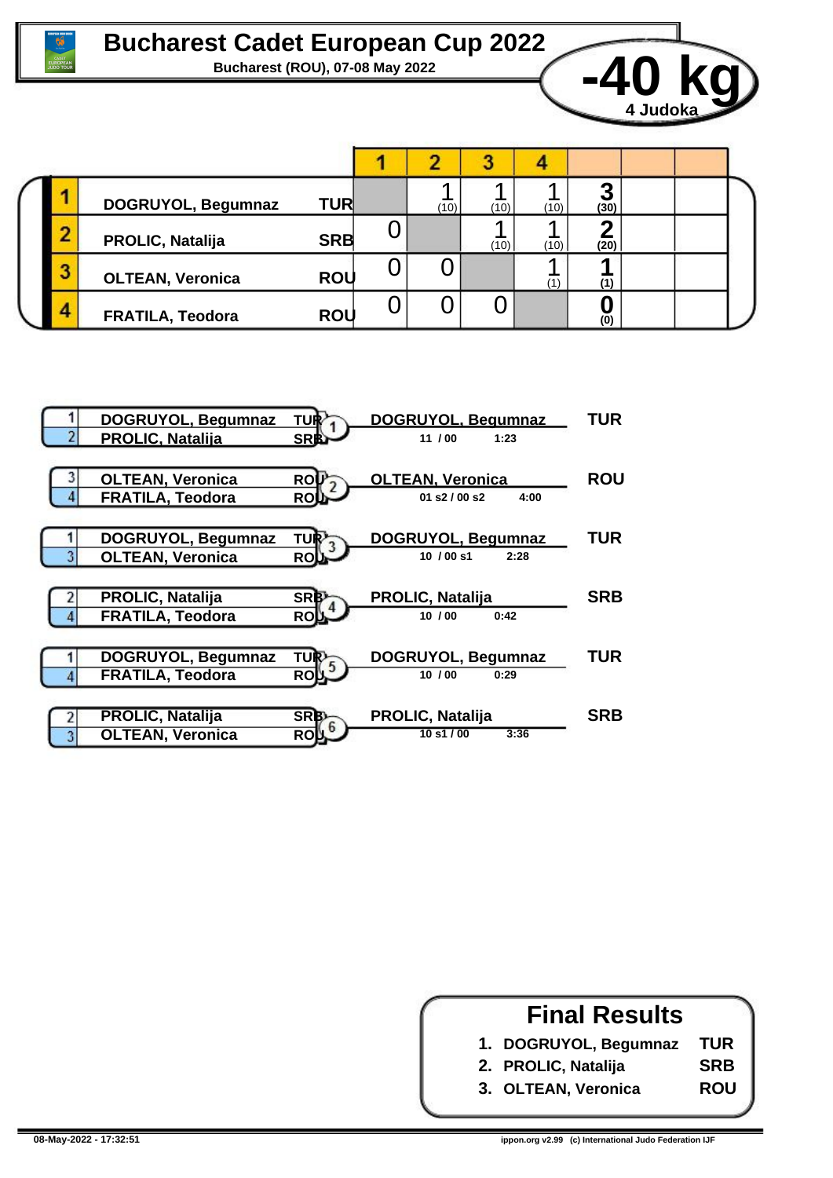# Bucharest Cadet European Cup 2022

**Bucharest (ROU), 07-08 May 2022**

## -40 kg

**4 Judoka**

| | | | 1 | 2 | 3 | 4 | | | |
|---|---|---|---|---|---|---|---|---|---|
| 1 | DOGRUYOL, Begumnaz | TUR | | 1 (10) | 1 (10) | 1 (10) | 3 (30) | | |
| 2 | PROLIC, Natalija | SRB | 0 | | 1 (10) | 1 (10) | 2 (20) | | |
| 3 | OLTEAN, Veronica | ROU | 0 | 0 | | 1 (1) | 1 (1) | | |
| 4 | FRATILA, Teodora | ROU | 0 | 0 | 0 | | 0 (0) | | |

| Match | Competitors | | Winner | | Score | Time |
|---|---|---|---|---|---|---|
| 1 | 1 DOGRUYOL, Begumnaz (TUR) | 2 PROLIC, Natalija (SRB) | DOGRUYOL, Begumnaz | TUR | 11 / 00 | 1:23 |
| 2 | 3 OLTEAN, Veronica (ROU) | 4 FRATILA, Teodora (ROU) | OLTEAN, Veronica | ROU | 01 s2 / 00 s2 | 4:00 |
| 3 | 1 DOGRUYOL, Begumnaz (TUR) | 3 OLTEAN, Veronica (ROU) | DOGRUYOL, Begumnaz | TUR | 10 / 00 s1 | 2:28 |
| 4 | 2 PROLIC, Natalija (SRB) | 4 FRATILA, Teodora (ROU) | PROLIC, Natalija | SRB | 10 / 00 | 0:42 |
| 5 | 1 DOGRUYOL, Begumnaz (TUR) | 4 FRATILA, Teodora (ROU) | DOGRUYOL, Begumnaz | TUR | 10 / 00 | 0:29 |
| 6 | 2 PROLIC, Natalija (SRB) | 3 OLTEAN, Veronica (ROU) | PROLIC, Natalija | SRB | 10 s1 / 00 | 3:36 |

## Final Results

1. DOGRUYOL, Begumnaz TUR
2. PROLIC, Natalija SRB
3. OLTEAN, Veronica ROU

08-May-2022 - 17:32:51 — ippon.org v2.99 (c) International Judo Federation IJF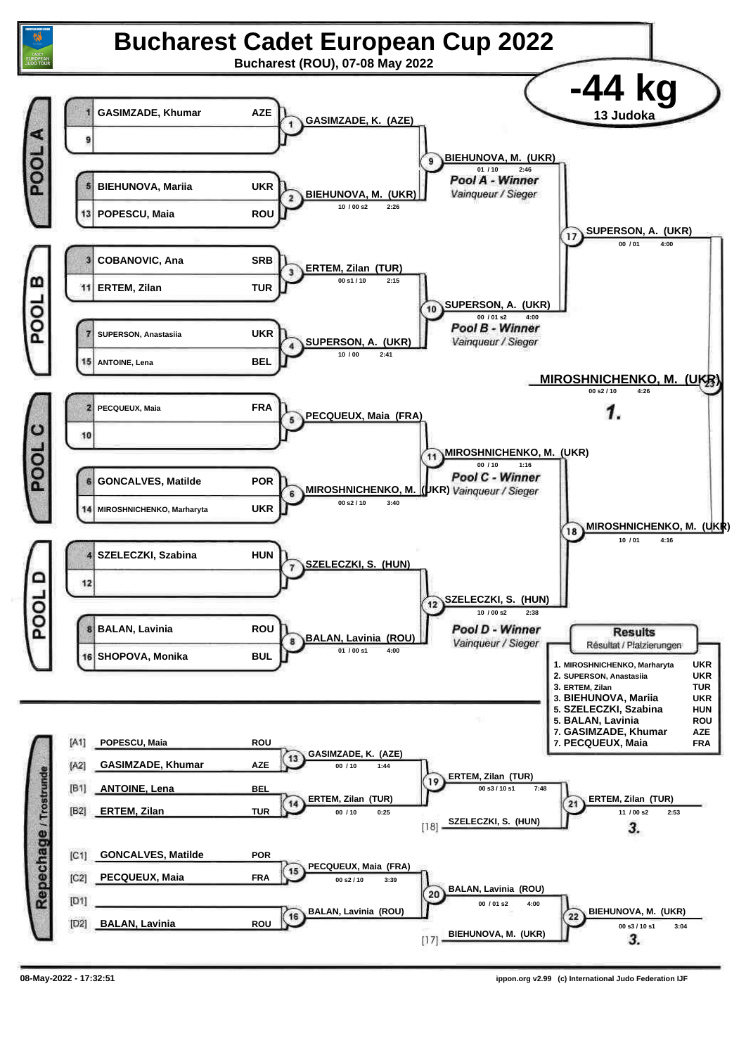# Bucharest Cadet European Cup 2022

**Bucharest (ROU), 07-08 May 2022**

## -44 kg

13 Judoka

### POOL A

| Seed | Name | Nation |
|---|---|---|
| 1 | GASIMZADE, Khumar | AZE |
| 9 | | |
| 5 | BIEHUNOVA, Mariia | UKR |
| 13 | POPESCU, Maia | ROU |

- Match 1: GASIMZADE, K. (AZE)
- Match 2: BIEHUNOVA, M. (UKR) — 10 / 00 s2 — 2:26
- Match 9: BIEHUNOVA, M. (UKR) — 01 / 10 — 2:46

*Pool A - Winner* / *Vainqueur / Sieger*

### POOL B

| Seed | Name | Nation |
|---|---|---|
| 3 | COBANOVIC, Ana | SRB |
| 11 | ERTEM, Zilan | TUR |
| 7 | SUPERSON, Anastasiia | UKR |
| 15 | ANTOINE, Lena | BEL |

- Match 3: ERTEM, Zilan (TUR) — 00 s1 / 10 — 2:15
- Match 4: SUPERSON, A. (UKR) — 10 / 00 — 2:41
- Match 10: SUPERSON, A. (UKR) — 00 / 01 s2 — 4:00

*Pool B - Winner* / *Vainqueur / Sieger*

### POOL C

| Seed | Name | Nation |
|---|---|---|
| 2 | PECQUEUX, Maia | FRA |
| 10 | | |
| 6 | GONCALVES, Matilde | POR |
| 14 | MIROSHNICHENKO, Marharyta | UKR |

- Match 5: PECQUEUX, Maia (FRA)
- Match 6: MIROSHNICHENKO, M. (UKR) — 00 s2 / 10 — 3:40
- Match 11: MIROSHNICHENKO, M. (UKR) — 00 / 10 — 1:16

*Pool C - Winner* / *Vainqueur / Sieger*

### POOL D

| Seed | Name | Nation |
|---|---|---|
| 4 | SZELECZKI, Szabina | HUN |
| 12 | | |
| 8 | BALAN, Lavinia | ROU |
| 16 | SHOPOVA, Monika | BUL |

- Match 7: SZELECZKI, S. (HUN)
- Match 8: BALAN, Lavinia (ROU) — 01 / 00 s1 — 4:00
- Match 12: SZELECZKI, S. (HUN) — 10 / 00 s2 — 2:38

*Pool D - Winner* / *Vainqueur / Sieger*

### Semi-finals and Final

- Match 17: SUPERSON, A. (UKR) — 00 / 01 — 4:00
- Match 18: MIROSHNICHENKO, M. (UKR) — 10 / 01 — 4:16
- Match 23: MIROSHNICHENKO, M. (UKR) — 00 s2 / 10 — 4:26 — **1.**

### Repechage / Trostrunde

| Pos | Name | Nation |
|---|---|---|
| [A1] | POPESCU, Maia | ROU |
| [A2] | GASIMZADE, Khumar | AZE |
| [B1] | ANTOINE, Lena | BEL |
| [B2] | ERTEM, Zilan | TUR |
| [C1] | GONCALVES, Matilde | POR |
| [C2] | PECQUEUX, Maia | FRA |
| [D1] | | |
| [D2] | BALAN, Lavinia | ROU |

- Match 13: GASIMZADE, K. (AZE) — 00 / 10 — 1:44
- Match 14: ERTEM, Zilan (TUR) — 00 / 10 — 0:25
- Match 19: ERTEM, Zilan (TUR) — 00 s3 / 10 s1 — 7:48
- [18] SZELECZKI, S. (HUN)
- Match 21: ERTEM, Zilan (TUR) — 11 / 00 s2 — 2:53 — **3.**
- Match 15: PECQUEUX, Maia (FRA) — 00 s2 / 10 — 3:39
- Match 16: BALAN, Lavinia (ROU)
- Match 20: BALAN, Lavinia (ROU) — 00 / 01 s2 — 4:00
- [17] BIEHUNOVA, M. (UKR)
- Match 22: BIEHUNOVA, M. (UKR) — 00 s3 / 10 s1 — 3:04 — **3.**

### Results / Résultat / Platzierungen

| Place | Name | Nation |
|---|---|---|
| 1. | MIROSHNICHENKO, Marharyta | UKR |
| 2. | SUPERSON, Anastasiia | UKR |
| 3. | ERTEM, Zilan | TUR |
| 3. | BIEHUNOVA, Mariia | UKR |
| 5. | SZELECZKI, Szabina | HUN |
| 5. | BALAN, Lavinia | ROU |
| 7. | GASIMZADE, Khumar | AZE |
| 7. | PECQUEUX, Maia | FRA |

08-May-2022 - 17:32:51 — ippon.org v2.99 (c) International Judo Federation IJF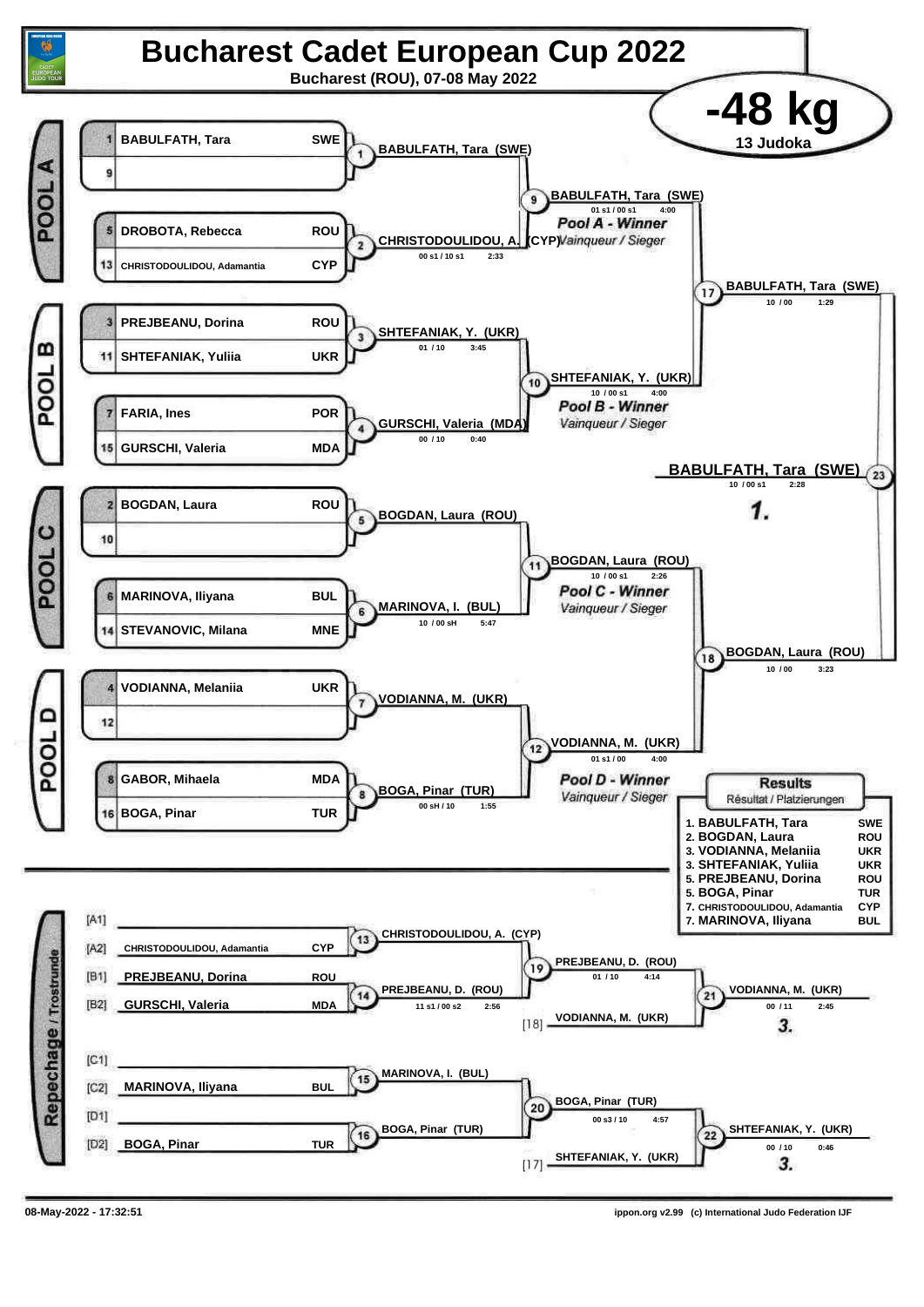# Bucharest Cadet European Cup 2022

**Bucharest (ROU), 07-08 May 2022**

## -48 kg

13 Judoka

### POOL A

| Seed | Name | Country |
|---|---|---|
| 1 | BABULFATH, Tara | SWE |
| 9 | | |
| 5 | DROBOTA, Rebecca | ROU |
| 13 | CHRISTODOULIDOU, Adamantia | CYP |

- Contest 1: BABULFATH, Tara (SWE)
- Contest 2: CHRISTODOULIDOU, A. (CYP) — 00 s1 / 10 s1 — 2:33
- Contest 9: BABULFATH, Tara (SWE) — 01 s1 / 00 s1 — 4:00

*Pool A - Winner*
*Vainqueur / Sieger*

### POOL B

| Seed | Name | Country |
|---|---|---|
| 3 | PREJBEANU, Dorina | ROU |
| 11 | SHTEFANIAK, Yuliia | UKR |
| 7 | FARIA, Ines | POR |
| 15 | GURSCHI, Valeria | MDA |

- Contest 3: SHTEFANIAK, Y. (UKR) — 01 / 10 — 3:45
- Contest 4: GURSCHI, Valeria (MDA) — 00 / 10 — 0:40
- Contest 10: SHTEFANIAK, Y. (UKR) — 10 / 00 s1 — 4:00

*Pool B - Winner*
*Vainqueur / Sieger*

### POOL C

| Seed | Name | Country |
|---|---|---|
| 2 | BOGDAN, Laura | ROU |
| 10 | | |
| 6 | MARINOVA, Iliyana | BUL |
| 14 | STEVANOVIC, Milana | MNE |

- Contest 5: BOGDAN, Laura (ROU)
- Contest 6: MARINOVA, I. (BUL) — 10 / 00 sH — 5:47
- Contest 11: BOGDAN, Laura (ROU) — 10 / 00 s1 — 2:26

*Pool C - Winner*
*Vainqueur / Sieger*

### POOL D

| Seed | Name | Country |
|---|---|---|
| 4 | VODIANNA, Melaniia | UKR |
| 12 | | |
| 8 | GABOR, Mihaela | MDA |
| 16 | BOGA, Pinar | TUR |

- Contest 7: VODIANNA, M. (UKR)
- Contest 8: BOGA, Pinar (TUR) — 00 sH / 10 — 1:55
- Contest 12: VODIANNA, M. (UKR) — 01 s1 / 00 — 4:00

*Pool D - Winner*
*Vainqueur / Sieger*

### Semi-finals and Final

- Contest 17: BABULFATH, Tara (SWE) — 10 / 00 — 1:29
- Contest 18: BOGDAN, Laura (ROU) — 10 / 00 — 3:23
- Contest 23: BABULFATH, Tara (SWE) — 10 / 00 s1 — 2:28 — **1.**

### Repechage / Trostrunde

| Slot | Name | Country |
|---|---|---|
| [A1] | | |
| [A2] | CHRISTODOULIDOU, Adamantia | CYP |
| [B1] | PREJBEANU, Dorina | ROU |
| [B2] | GURSCHI, Valeria | MDA |
| [C1] | | |
| [C2] | MARINOVA, Iliyana | BUL |
| [D1] | | |
| [D2] | BOGA, Pinar | TUR |

- Contest 13: CHRISTODOULIDOU, A. (CYP)
- Contest 14: PREJBEANU, D. (ROU) — 11 s1 / 00 s2 — 2:56
- Contest 19: PREJBEANU, D. (ROU) — 01 / 10 — 4:14
- [18] VODIANNA, M. (UKR)
- Contest 21: VODIANNA, M. (UKR) — 00 / 11 — 2:45 — **3.**
- Contest 15: MARINOVA, I. (BUL)
- Contest 16: BOGA, Pinar (TUR)
- Contest 20: BOGA, Pinar (TUR) — 00 s3 / 10 — 4:57
- [17] SHTEFANIAK, Y. (UKR)
- Contest 22: SHTEFANIAK, Y. (UKR) — 00 / 10 — 0:46 — **3.**

### Results
Résultat / Platzierungen

| Place | Name | Country |
|---|---|---|
| 1. | BABULFATH, Tara | SWE |
| 2. | BOGDAN, Laura | ROU |
| 3. | VODIANNA, Melaniia | UKR |
| 3. | SHTEFANIAK, Yuliia | UKR |
| 5. | PREJBEANU, Dorina | ROU |
| 5. | BOGA, Pinar | TUR |
| 7. | CHRISTODOULIDOU, Adamantia | CYP |
| 7. | MARINOVA, Iliyana | BUL |

08-May-2022 - 17:32:51

ippon.org v2.99 (c) International Judo Federation IJF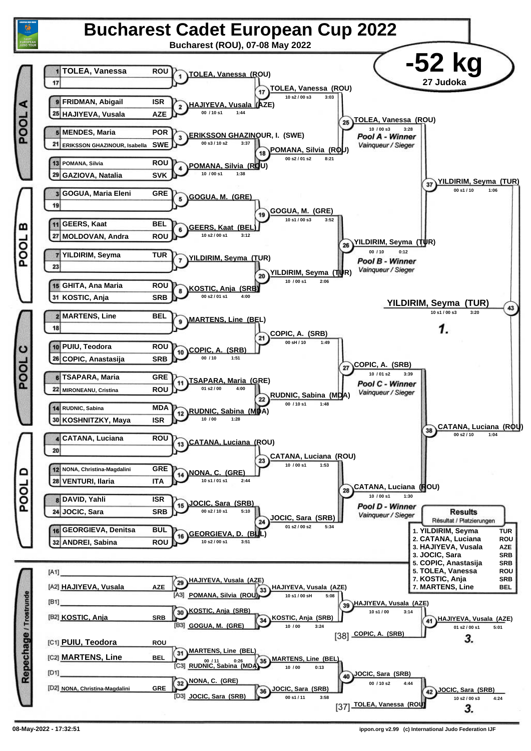# Bucharest Cadet European Cup 2022

Bucharest (ROU), 07-08 May 2022

## -52 kg

27 Judoka

### POOL A

| Seed | Name | Country |
|---|---|---|
| 1 | TOLEA, Vanessa | ROU |
| 17 | | |
| 9 | FRIDMAN, Abigail | ISR |
| 25 | HAJIYEVA, Vusala | AZE |
| 5 | MENDES, Maria | POR |
| 21 | ERIKSSON GHAZINOUR, Isabella | SWE |
| 13 | POMANA, Silvia | ROU |
| 29 | GAZIOVA, Natalia | SVK |

- (1) TOLEA, Vanessa (ROU)
- (2) HAJIYEVA, Vusala (AZE) — 00 / 10 s1 — 1:44
- (3) ERIKSSON GHAZINOUR, I. (SWE) — 00 s3 / 10 s2 — 3:37
- (4) POMANA, Silvia (ROU) — 10 / 00 s1 — 1:38
- (17) TOLEA, Vanessa (ROU) — 10 s2 / 00 s3 — 3:03
- (18) POMANA, Silvia (ROU) — 00 s2 / 01 s2 — 8:21
- (25) TOLEA, Vanessa (ROU) — 10 / 00 s3 — 3:28 — Pool A - Winner / Vainqueur / Sieger

### POOL B

| Seed | Name | Country |
|---|---|---|
| 3 | GOGUA, Maria Eleni | GRE |
| 19 | | |
| 11 | GEERS, Kaat | BEL |
| 27 | MOLDOVAN, Andra | ROU |
| 7 | YILDIRIM, Seyma | TUR |
| 23 | | |
| 15 | GHITA, Ana Maria | ROU |
| 31 | KOSTIC, Anja | SRB |

- (5) GOGUA, M. (GRE)
- (6) GEERS, Kaat (BEL) — 10 s2 / 00 s1 — 3:12
- (7) YILDIRIM, Seyma (TUR)
- (8) KOSTIC, Anja (SRB) — 00 s2 / 01 s1 — 4:00
- (19) GOGUA, M. (GRE) — 10 s1 / 00 s3 — 3:52
- (20) YILDIRIM, Seyma (TUR) — 10 / 00 s1 — 2:06
- (26) YILDIRIM, Seyma (TUR) — 00 / 10 — 0:12 — Pool B - Winner / Vainqueur / Sieger

### POOL C

| Seed | Name | Country |
|---|---|---|
| 2 | MARTENS, Line | BEL |
| 18 | | |
| 10 | PUIU, Teodora | ROU |
| 26 | COPIC, Anastasija | SRB |
| 6 | TSAPARA, Maria | GRE |
| 22 | MIRONEANU, Cristina | ROU |
| 14 | RUDNIC, Sabina | MDA |
| 30 | KOSHNITZKY, Maya | ISR |

- (9) MARTENS, Line (BEL)
- (10) COPIC, A. (SRB) — 00 / 10 — 1:51
- (11) TSAPARA, Maria (GRE) — 01 s2 / 00 — 4:00
- (12) RUDNIC, Sabina (MDA) — 10 / 00 — 1:28
- (21) COPIC, A. (SRB) — 00 sH / 10 — 1:49
- (22) RUDNIC, Sabina (MDA) — 00 / 10 s1 — 1:48
- (27) COPIC, A. (SRB) — 10 / 01 s2 — 3:39 — Pool C - Winner / Vainqueur / Sieger

### POOL D

| Seed | Name | Country |
|---|---|---|
| 4 | CATANA, Luciana | ROU |
| 20 | | |
| 12 | NONA, Christina-Magdalini | GRE |
| 28 | VENTURI, Ilaria | ITA |
| 8 | DAVID, Yahli | ISR |
| 24 | JOCIC, Sara | SRB |
| 16 | GEORGIEVA, Denitsa | BUL |
| 32 | ANDREI, Sabina | ROU |

- (13) CATANA, Luciana (ROU)
- (14) NONA, C. (GRE) — 10 s1 / 01 s1 — 2:44
- (15) JOCIC, Sara (SRB) — 00 s2 / 10 s1 — 5:10
- (16) GEORGIEVA, D. (BUL) — 10 s2 / 00 s1 — 3:51
- (23) CATANA, Luciana (ROU) — 10 / 00 s1 — 1:53
- (24) JOCIC, Sara (SRB) — 01 s2 / 00 s2 — 5:34
- (28) CATANA, Luciana (ROU) — 10 / 00 s1 — 1:30 — Pool D - Winner / Vainqueur / Sieger

### Semi-finals and Final

- (37) YILDIRIM, Seyma (TUR) — 00 s1 / 10 — 1:06
- (38) CATANA, Luciana (ROU) — 00 s2 / 10 — 1:04
- (43) YILDIRIM, Seyma (TUR) — 10 s1 / 00 s3 — 3:20 — **1.**

### Repechage / Trostrunde

- [A1]
- [A2] HAJIYEVA, Vusala — AZE
- [A3] POMANA, Silvia (ROU)
- [B1]
- [B2] KOSTIC, Anja — SRB
- [B3] GOGUA, M. (GRE)
- [C1] PUIU, Teodora — ROU
- [C2] MARTENS, Line — BEL
- [C3] RUDNIC, Sabina (MDA)
- [D1]
- [D2] NONA, Christina-Magdalini — GRE
- [D3] JOCIC, Sara (SRB)

- (29) HAJIYEVA, Vusala (AZE)
- (30) KOSTIC, Anja (SRB)
- (31) MARTENS, Line (BEL) — 00 / 11 — 0:26
- (32) NONA, C. (GRE)
- (33) HAJIYEVA, Vusala (AZE) — 10 s1 / 00 sH — 5:08
- (34) KOSTIC, Anja (SRB) — 10 / 00 — 3:24
- (35) MARTENS, Line (BEL) — 10 / 00 — 0:13
- (36) JOCIC, Sara (SRB) — 00 s1 / 11 — 3:58
- (39) HAJIYEVA, Vusala (AZE) — 10 s1 / 00 — 3:14
- (40) JOCIC, Sara (SRB) — 00 / 10 s2 — 4:44
- [38] COPIC, A. (SRB)
- [37] TOLEA, Vanessa (ROU)
- (41) HAJIYEVA, Vusala (AZE) — 01 s2 / 00 s1 — 5:01 — **3.**
- (42) JOCIC, Sara (SRB) — 10 s2 / 00 s3 — 4:24 — **3.**

### Results / Résultat / Platzierungen

| Place | Name | Country |
|---|---|---|
| 1. | YILDIRIM, Seyma | TUR |
| 2. | CATANA, Luciana | ROU |
| 3. | HAJIYEVA, Vusala | AZE |
| 3. | JOCIC, Sara | SRB |
| 5. | COPIC, Anastasija | SRB |
| 5. | TOLEA, Vanessa | ROU |
| 7. | KOSTIC, Anja | SRB |
| 7. | MARTENS, Line | BEL |

08-May-2022 - 17:32:51 — ippon.org v2.99 (c) International Judo Federation IJF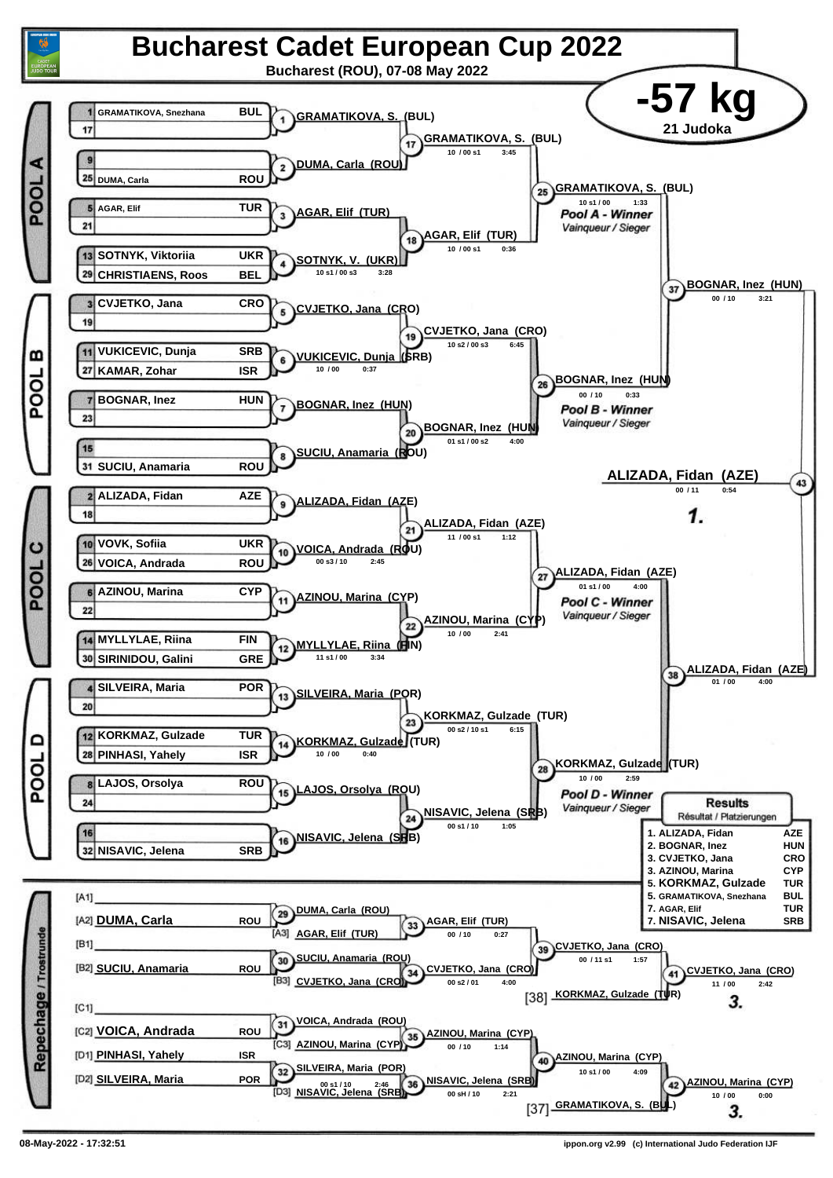# Bucharest Cadet European Cup 2022

**Bucharest (ROU), 07-08 May 2022**

## -57 kg

**21 Judoka**

### POOL A

| Seed | Name | Nation |
|---|---|---|
| 1 | GRAMATIKOVA, Snezhana | BUL |
| 17 | | |
| 9 | | |
| 25 | DUMA, Carla | ROU |
| 5 | AGAR, Elif | TUR |
| 21 | | |
| 13 | SOTNYK, Viktoriia | UKR |
| 29 | CHRISTIAENS, Roos | BEL |

- (1) GRAMATIKOVA, S. (BUL)
- (2) DUMA, Carla (ROU)
- (3) AGAR, Elif (TUR)
- (4) SOTNYK, V. (UKR) — 10 s1 / 00 s3 — 3:28
- (17) GRAMATIKOVA, S. (BUL) — 10 / 00 s1 — 3:45
- (18) AGAR, Elif (TUR) — 10 / 00 s1 — 0:36
- (25) GRAMATIKOVA, S. (BUL) — 10 s1 / 00 — 1:33 — *Pool A - Winner / Vainqueur / Sieger*

### POOL B

| Seed | Name | Nation |
|---|---|---|
| 3 | CVJETKO, Jana | CRO |
| 19 | | |
| 11 | VUKICEVIC, Dunja | SRB |
| 27 | KAMAR, Zohar | ISR |
| 7 | BOGNAR, Inez | HUN |
| 23 | | |
| 15 | | |
| 31 | SUCIU, Anamaria | ROU |

- (5) CVJETKO, Jana (CRO)
- (6) VUKICEVIC, Dunja (SRB) — 10 / 00 — 0:37
- (7) BOGNAR, Inez (HUN)
- (8) SUCIU, Anamaria (ROU)
- (19) CVJETKO, Jana (CRO) — 10 s2 / 00 s3 — 6:45
- (20) BOGNAR, Inez (HUN) — 01 s1 / 00 s2 — 4:00
- (26) BOGNAR, Inez (HUN) — 00 / 10 — 0:33 — *Pool B - Winner / Vainqueur / Sieger*

### POOL C

| Seed | Name | Nation |
|---|---|---|
| 2 | ALIZADA, Fidan | AZE |
| 18 | | |
| 10 | VOVK, Sofiia | UKR |
| 26 | VOICA, Andrada | ROU |
| 6 | AZINOU, Marina | CYP |
| 22 | | |
| 14 | MYLLYLAE, Riina | FIN |
| 30 | SIRINIDOU, Galini | GRE |

- (9) ALIZADA, Fidan (AZE)
- (10) VOICA, Andrada (ROU) — 00 s3 / 10 — 2:45
- (11) AZINOU, Marina (CYP)
- (12) MYLLYLAE, Riina (FIN) — 11 s1 / 00 — 3:34
- (21) ALIZADA, Fidan (AZE) — 11 / 00 s1 — 1:12
- (22) AZINOU, Marina (CYP) — 10 / 00 — 2:41
- (27) ALIZADA, Fidan (AZE) — 01 s1 / 00 — 4:00 — *Pool C - Winner / Vainqueur / Sieger*

### POOL D

| Seed | Name | Nation |
|---|---|---|
| 4 | SILVEIRA, Maria | POR |
| 20 | | |
| 12 | KORKMAZ, Gulzade | TUR |
| 28 | PINHASI, Yahely | ISR |
| 8 | LAJOS, Orsolya | ROU |
| 24 | | |
| 16 | | |
| 32 | NISAVIC, Jelena | SRB |

- (13) SILVEIRA, Maria (POR)
- (14) KORKMAZ, Gulzade (TUR) — 10 / 00 — 0:40
- (15) LAJOS, Orsolya (ROU)
- (16) NISAVIC, Jelena (SRB)
- (23) KORKMAZ, Gulzade (TUR) — 00 s2 / 10 s1 — 6:15
- (24) NISAVIC, Jelena (SRB) — 00 s1 / 10 — 1:05
- (28) KORKMAZ, Gulzade (TUR) — 10 / 00 — 2:59 — *Pool D - Winner / Vainqueur / Sieger*

### Semi-finals and Final

- (37) BOGNAR, Inez (HUN) — 00 / 10 — 3:21
- (38) ALIZADA, Fidan (AZE) — 01 / 00 — 4:00
- (43) ALIZADA, Fidan (AZE) — 00 / 11 — 0:54 — **1.**

### Repechage / Trostrunde

- [A1]
- [A2] DUMA, Carla — ROU
- [B1]
- [B2] SUCIU, Anamaria — ROU
- [C1]
- [C2] VOICA, Andrada — ROU
- [D1] PINHASI, Yahely — ISR
- [D2] SILVEIRA, Maria — POR

- (29) DUMA, Carla (ROU)
- (30) SUCIU, Anamaria (ROU)
- (31) VOICA, Andrada (ROU)
- (32) SILVEIRA, Maria (POR)
- (33) AGAR, Elif (TUR) [A3] — 00 / 10 — 0:27
- (34) CVJETKO, Jana (CRO) [B3] — 00 s2 / 01 — 4:00
- (35) AZINOU, Marina (CYP) [C3] — 00 / 10 — 1:14
- (36) NISAVIC, Jelena (SRB) [D3] — 00 s1 / 10 — 2:46
- (39) CVJETKO, Jana (CRO) — 00 / 11 s1 — 1:57
- (40) AZINOU, Marina (CYP) — 00 sH / 10 — 2:21
- (41) CVJETKO, Jana (CRO) vs [38] KORKMAZ, Gulzade (TUR) — 10 s1 / 00 — 4:09; 11 / 00 — 2:42 — **3.**
- (42) AZINOU, Marina (CYP) vs [37] GRAMATIKOVA, S. (BUL) — 10 / 00 — 0:00 — **3.**

### Results / Résultat / Platzierungen

| Place | Name | Nation |
|---|---|---|
| 1. | ALIZADA, Fidan | AZE |
| 2. | BOGNAR, Inez | HUN |
| 3. | CVJETKO, Jana | CRO |
| 3. | AZINOU, Marina | CYP |
| 5. | KORKMAZ, Gulzade | TUR |
| 5. | GRAMATIKOVA, Snezhana | BUL |
| 7. | AGAR, Elif | TUR |
| 7. | NISAVIC, Jelena | SRB |

08-May-2022 - 17:32:51 — ippon.org v2.99 (c) International Judo Federation IJF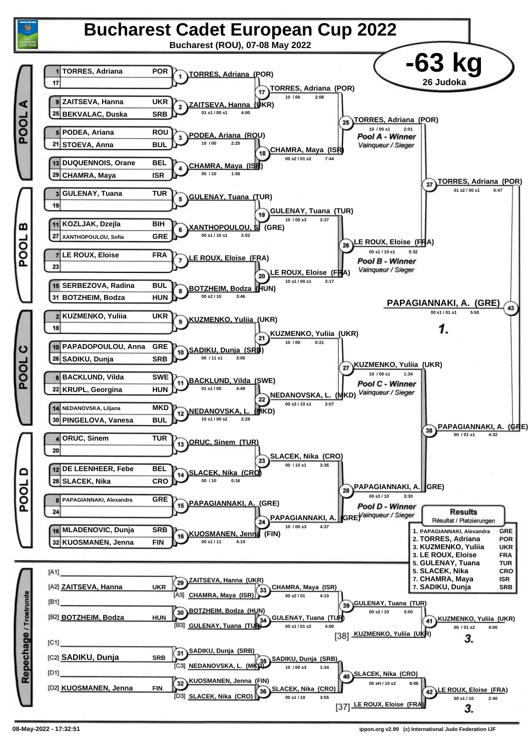# Bucharest Cadet European Cup 2022

**Bucharest (ROU), 07-08 May 2022**

## -63 kg

**26 Judoka**

## Pool A

| Seed | Name | Nation |
|---|---|---|
| 1 | TORRES, Adriana | POR |
| 17 | | |
| 9 | ZAITSEVA, Hanna | UKR |
| 25 | BEKVALAC, Duska | SRB |
| 5 | PODEA, Ariana | ROU |
| 21 | STOEVA, Anna | BUL |
| 13 | DUQUENNOIS, Orane | BEL |
| 29 | CHAMRA, Maya | ISR |

| Contest | Winner | Score | Time |
|---|---|---|---|
| 1 | TORRES, Adriana (POR) | | |
| 2 | ZAITSEVA, Hanna (UKR) | 01 s1 / 00 s1 | 4:00 |
| 3 | PODEA, Ariana (ROU) | 10 / 00 | 2:25 |
| 4 | CHAMRA, Maya (ISR) | 00 / 10 | 1:56 |
| 17 | TORRES, Adriana (POR) | 10 / 00 | 2:08 |
| 18 | CHAMRA, Maya (ISR) | 00 s2 / 01 s2 | 7:44 |
| 25 | TORRES, Adriana (POR) | 10 / 00 s1 | 2:01 |

*Pool A - Winner* — Vainqueur / Sieger

## Pool B

| Seed | Name | Nation |
|---|---|---|
| 3 | GULENAY, Tuana | TUR |
| 19 | | |
| 11 | KOZLJAK, Dzejla | BIH |
| 27 | XANTHOPOULOU, Sofia | GRE |
| 7 | LE ROUX, Eloise | FRA |
| 23 | | |
| 15 | SERBEZOVA, Radina | BUL |
| 31 | BOTZHEIM, Bodza | HUN |

| Contest | Winner | Score | Time |
|---|---|---|---|
| 5 | GULENAY, Tuana (TUR) | | |
| 6 | XANTHOPOULOU, S. (GRE) | 00 s1 / 10 s1 | 2:02 |
| 7 | LE ROUX, Eloise (FRA) | | |
| 8 | BOTZHEIM, Bodza (HUN) | 00 s2 / 10 | 3:46 |
| 19 | GULENAY, Tuana (TUR) | 10 / 00 s3 | 3:37 |
| 20 | LE ROUX, Eloise (FRA) | 10 s1 / 00 s1 | 3:17 |
| 26 | LE ROUX, Eloise (FRA) | 00 s1 / 10 s1 | 5:32 |

*Pool B - Winner* — Vainqueur / Sieger

## Pool C

| Seed | Name | Nation |
|---|---|---|
| 2 | KUZMENKO, Yuliia | UKR |
| 18 | | |
| 10 | PAPADOPOULOU, Anna | GRE |
| 26 | SADIKU, Dunja | SRB |
| 6 | BACKLUND, Vilda | SWE |
| 22 | KRUPL, Georgina | HUN |
| 14 | NEDANOVSKA, Liljana | MKD |
| 30 | PINGELOVA, Vanesa | BUL |

| Contest | Winner | Score | Time |
|---|---|---|---|
| 9 | KUZMENKO, Yuliia (UKR) | | |
| 10 | SADIKU, Dunja (SRB) | 00 / 11 s1 | 3:06 |
| 11 | BACKLUND, Vilda (SWE) | 01 s1 / 00 | 4:49 |
| 12 | NEDANOVSKA, L. (MKD) | 10 s1 / 00 s2 | 2:28 |
| 21 | KUZMENKO, Yuliia (UKR) | 10 / 00 | 0:21 |
| 22 | NEDANOVSKA, L. (MKD) | 00 s3 / 10 s1 | 3:07 |
| 27 | KUZMENKO, Yuliia (UKR) | 10 / 00 s1 | 1:34 |

*Pool C - Winner* — Vainqueur / Sieger

## Pool D

| Seed | Name | Nation |
|---|---|---|
| 4 | ORUC, Sinem | TUR |
| 20 | | |
| 12 | DE LEENHEER, Febe | BEL |
| 28 | SLACEK, Nika | CRO |
| 8 | PAPAGIANNAKI, Alexandra | GRE |
| 24 | | |
| 16 | MLADENOVIC, Dunja | SRB |
| 32 | KUOSMANEN, Jenna | FIN |

| Contest | Winner | Score | Time |
|---|---|---|---|
| 13 | ORUC, Sinem (TUR) | | |
| 14 | SLACEK, Nika (CRO) | 00 / 10 | 0:16 |
| 15 | PAPAGIANNAKI, A. (GRE) | | |
| 16 | KUOSMANEN, Jenna (FIN) | 00 s1 / 11 | 4:19 |
| 23 | SLACEK, Nika (CRO) | 00 / 10 s1 | 3:36 |
| 24 | PAPAGIANNAKI, A. (GRE) | 10 / 00 s3 | 4:37 |
| 28 | PAPAGIANNAKI, A. (GRE) | 00 s3 / 10 | 3:30 |

*Pool D - Winner* — Vainqueur / Sieger

## Semi-finals and Final

| Contest | Winner | Score | Time |
|---|---|---|---|
| 37 | TORRES, Adriana (POR) | 01 s2 / 00 s1 | 6:47 |
| 38 | PAPAGIANNAKI, A. (GRE) | 00 / 01 s1 | 4:32 |
| 43 | PAPAGIANNAKI, A. (GRE) | 00 s1 / 01 s1 | 5:50 |

**1.** PAPAGIANNAKI, A. (GRE)

## Repechage / Trostrunde

| Position | Name | Nation |
|---|---|---|
| [A1] | | |
| [A2] | ZAITSEVA, Hanna | UKR |
| [A3] | CHAMRA, Maya (ISR) | |
| [B1] | | |
| [B2] | BOTZHEIM, Bodza | HUN |
| [B3] | GULENAY, Tuana (TUR) | |
| [C1] | | |
| [C2] | SADIKU, Dunja | SRB |
| [C3] | NEDANOVSKA, L. (MKD) | |
| [D1] | | |
| [D2] | KUOSMANEN, Jenna | FIN |
| [D3] | SLACEK, Nika (CRO) | |

| Contest | Winner | Score | Time |
|---|---|---|---|
| 29 | ZAITSEVA, Hanna (UKR) | | |
| 30 | BOTZHEIM, Bodza (HUN) | | |
| 31 | SADIKU, Dunja (SRB) | | |
| 32 | KUOSMANEN, Jenna (FIN) | | |
| 33 | CHAMRA, Maya (ISR) | 00 s2 / 01 | 4:10 |
| 34 | GULENAY, Tuana (TUR) | 00 s1 / 01 s2 | 4:00 |
| 35 | SADIKU, Dunja (SRB) | 10 / 00 s3 | 1:34 |
| 36 | SLACEK, Nika (CRO) | 00 s1 / 10 | 3:55 |
| 39 | GULENAY, Tuana (TUR) | 00 s2 / 10 | 3:50 |
| 40 | SLACEK, Nika (CRO) | 00 sH / 10 s2 | 8:06 |
| 41 | KUZMENKO, Yuliia (UKR) [38] | 00 / 01 s2 | 4:00 |
| 42 | LE ROUX, Eloise (FRA) [37] | 00 s1 / 10 | 2:40 |

**3.** KUZMENKO, Yuliia (UKR)

**3.** LE ROUX, Eloise (FRA)

## Results — Résultat / Platzierungen

| Place | Name | Nation |
|---|---|---|
| 1. | PAPAGIANNAKI, Alexandra | GRE |
| 2. | TORRES, Adriana | POR |
| 3. | KUZMENKO, Yuliia | UKR |
| 3. | LE ROUX, Eloise | FRA |
| 5. | GULENAY, Tuana | TUR |
| 5. | SLACEK, Nika | CRO |
| 7. | CHAMRA, Maya | ISR |
| 7. | SADIKU, Dunja | SRB |

08-May-2022 - 17:32:51 — ippon.org v2.99 (c) International Judo Federation IJF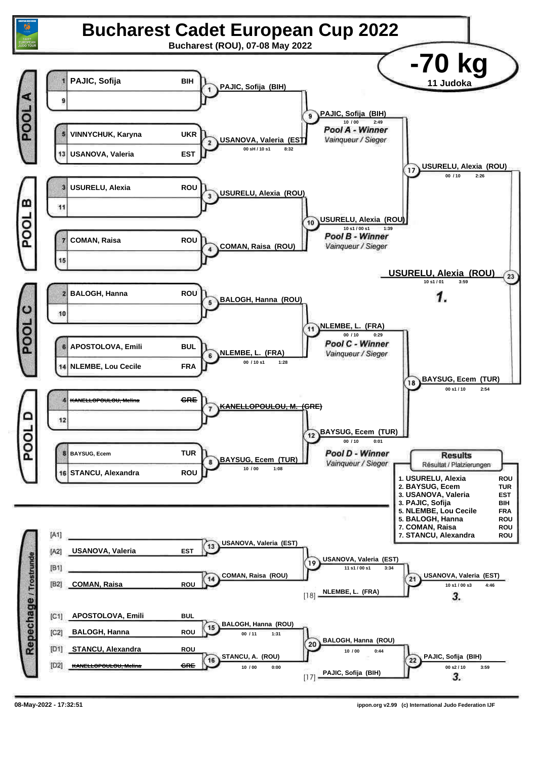# Bucharest Cadet European Cup 2022

**Bucharest (ROU), 07-08 May 2022**

## -70 kg

**11 Judoka**

### POOL A

| Seed | Name | Nation |
|---|---|---|
| 1 | PAJIC, Sofija | BIH |
| 9 | | |
| 5 | VINNYCHUK, Karyna | UKR |
| 13 | USANOVA, Valeria | EST |

- Contest 1: PAJIC, Sofija (BIH)
- Contest 2: USANOVA, Valeria (EST) — 00 sH / 10 s1 — 8:32
- Contest 9: PAJIC, Sofija (BIH) — 10 / 00 — 2:49

*Pool A - Winner* / Vainqueur / Sieger

### POOL B

| Seed | Name | Nation |
|---|---|---|
| 3 | USURELU, Alexia | ROU |
| 11 | | |
| 7 | COMAN, Raisa | ROU |
| 15 | | |

- Contest 3: USURELU, Alexia (ROU)
- Contest 4: COMAN, Raisa (ROU)
- Contest 10: USURELU, Alexia (ROU) — 10 s1 / 00 s1 — 1:39

*Pool B - Winner* / Vainqueur / Sieger

### POOL C

| Seed | Name | Nation |
|---|---|---|
| 2 | BALOGH, Hanna | ROU |
| 10 | | |
| 6 | APOSTOLOVA, Emili | BUL |
| 14 | NLEMBE, Lou Cecile | FRA |

- Contest 5: BALOGH, Hanna (ROU)
- Contest 6: NLEMBE, L. (FRA) — 00 / 10 s1 — 1:28
- Contest 11: NLEMBE, L. (FRA) — 00 / 10 — 0:29

*Pool C - Winner* / Vainqueur / Sieger

### POOL D

| Seed | Name | Nation |
|---|---|---|
| 4 | ~~KANELLOPOULOU, Melina~~ | ~~GRE~~ |
| 12 | | |
| 8 | BAYSUG, Ecem | TUR |
| 16 | STANCU, Alexandra | ROU |

- Contest 7: ~~KANELLOPOULOU, M. (GRE)~~
- Contest 8: BAYSUG, Ecem (TUR) — 10 / 00 — 1:08
- Contest 12: BAYSUG, Ecem (TUR) — 00 / 10 — 0:01

*Pool D - Winner* / Vainqueur / Sieger

### Semi-finals and Final

- Contest 17: USURELU, Alexia (ROU) — 00 / 10 — 2:26
- Contest 18: BAYSUG, Ecem (TUR) — 00 s1 / 10 — 2:54
- Contest 23 (Final): **USURELU, Alexia (ROU)** — 10 s1 / 01 — 3:59 — **1.**

### Repechage / Trostrunde

| Slot | Name | Nation |
|---|---|---|
| [A1] | | |
| [A2] | USANOVA, Valeria | EST |
| [B1] | | |
| [B2] | COMAN, Raisa | ROU |
| [C1] | APOSTOLOVA, Emili | BUL |
| [C2] | BALOGH, Hanna | ROU |
| [D1] | STANCU, Alexandra | ROU |
| [D2] | ~~KANELLOPOULOU, Melina~~ | ~~GRE~~ |

- Contest 13: USANOVA, Valeria (EST)
- Contest 14: COMAN, Raisa (ROU)
- Contest 19: USANOVA, Valeria (EST) — 11 s1 / 00 s1 — 3:34
- Contest 21: USANOVA, Valeria (EST) vs [18] NLEMBE, L. (FRA) — 10 s1 / 00 s3 — 4:46 — **3.**
- Contest 15: BALOGH, Hanna (ROU) — 00 / 11 — 1:31
- Contest 16: STANCU, A. (ROU) — 10 / 00 — 0:00
- Contest 20: BALOGH, Hanna (ROU) — 10 / 00 — 0:44
- Contest 22: PAJIC, Sofija (BIH) vs [17] PAJIC, Sofija (BIH) — 00 s2 / 10 — 3:59 — **3.**

### Results

Résultat / Platzierungen

| Place | Name | Nation |
|---|---|---|
| 1. | USURELU, Alexia | ROU |
| 2. | BAYSUG, Ecem | TUR |
| 3. | USANOVA, Valeria | EST |
| 3. | PAJIC, Sofija | BIH |
| 5. | NLEMBE, Lou Cecile | FRA |
| 5. | BALOGH, Hanna | ROU |
| 7. | COMAN, Raisa | ROU |
| 7. | STANCU, Alexandra | ROU |

08-May-2022 - 17:32:51 — ippon.org v2.99 (c) International Judo Federation IJF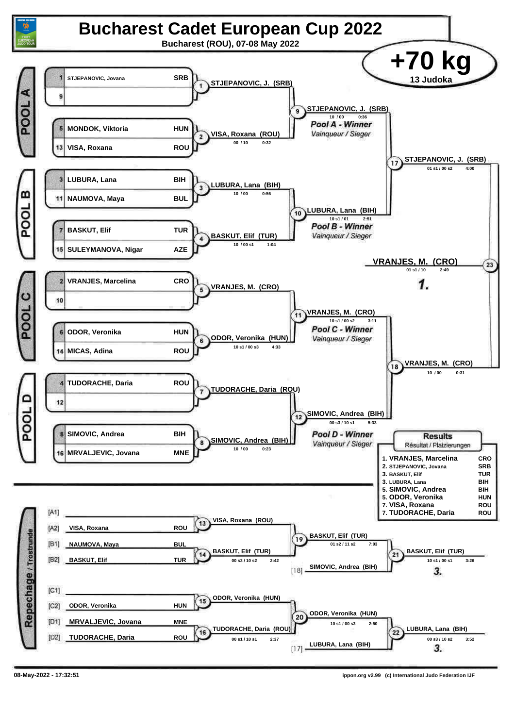# Bucharest Cadet European Cup 2022

Bucharest (ROU), 07-08 May 2022

## +70 kg

13 Judoka

### POOL A

| Seed | Name | Country |
|---|---|---|
| 1 | STJEPANOVIC, Jovana | SRB |
| 9 | | |
| 5 | MONDOK, Viktoria | HUN |
| 13 | VISA, Roxana | ROU |

- (1) STJEPANOVIC, J. (SRB)
- (2) VISA, Roxana (ROU) — 00 / 10 — 0:32
- (9) STJEPANOVIC, J. (SRB) — 10 / 00 — 0:36 — *Pool A - Winner* / *Vainqueur / Sieger*

### POOL B

| Seed | Name | Country |
|---|---|---|
| 3 | LUBURA, Lana | BIH |
| 11 | NAUMOVA, Maya | BUL |
| 7 | BASKUT, Elif | TUR |
| 15 | SULEYMANOVA, Nigar | AZE |

- (3) LUBURA, Lana (BIH) — 10 / 00 — 0:56
- (4) BASKUT, Elif (TUR) — 10 / 00 s1 — 1:04
- (10) LUBURA, Lana (BIH) — 10 s1 / 01 — 2:51 — *Pool B - Winner* / *Vainqueur / Sieger*

### POOL C

| Seed | Name | Country |
|---|---|---|
| 2 | VRANJES, Marcelina | CRO |
| 10 | | |
| 6 | ODOR, Veronika | HUN |
| 14 | MICAS, Adina | ROU |

- (5) VRANJES, M. (CRO)
- (6) ODOR, Veronika (HUN) — 10 s1 / 00 s3 — 4:33
- (11) VRANJES, M. (CRO) — 10 s1 / 00 s2 — 3:11 — *Pool C - Winner* / *Vainqueur / Sieger*

### POOL D

| Seed | Name | Country |
|---|---|---|
| 4 | TUDORACHE, Daria | ROU |
| 12 | | |
| 8 | SIMOVIC, Andrea | BIH |
| 16 | MRVALJEVIC, Jovana | MNE |

- (7) TUDORACHE, Daria (ROU)
- (8) SIMOVIC, Andrea (BIH) — 10 / 00 — 0:23
- (12) SIMOVIC, Andrea (BIH) — 00 s3 / 10 s1 — 5:33 — *Pool D - Winner* / *Vainqueur / Sieger*

### Semi-finals and Final

- (17) STJEPANOVIC, J. (SRB) — 01 s1 / 00 s2 — 4:00
- (18) VRANJES, M. (CRO) — 10 / 00 — 0:31
- (23) VRANJES, M. (CRO) — 01 s1 / 10 — 2:49 — **1.**

### Repechage / Trostrunde

| | Name | Country |
|---|---|---|
| [A1] | | |
| [A2] | VISA, Roxana | ROU |
| [B1] | NAUMOVA, Maya | BUL |
| [B2] | BASKUT, Elif | TUR |
| [C1] | | |
| [C2] | ODOR, Veronika | HUN |
| [D1] | MRVALJEVIC, Jovana | MNE |
| [D2] | TUDORACHE, Daria | ROU |

- (13) VISA, Roxana (ROU)
- (14) BASKUT, Elif (TUR) — 00 s3 / 10 s2 — 2:42
- (19) BASKUT, Elif (TUR) — 01 s2 / 11 s2 — 7:03
- [18] SIMOVIC, Andrea (BIH)
- (21) BASKUT, Elif (TUR) — 10 s1 / 00 s1 — 3:26 — **3.**
- (15) ODOR, Veronika (HUN)
- (16) TUDORACHE, Daria (ROU) — 00 s1 / 10 s1 — 2:37
- (20) ODOR, Veronika (HUN) — 10 s1 / 00 s3 — 2:50
- [17] LUBURA, Lana (BIH)
- (22) LUBURA, Lana (BIH) — 00 s3 / 10 s2 — 3:52 — **3.**

### Results

Résultat / Platzierungen

| Place | Name | Country |
|---|---|---|
| 1. | VRANJES, Marcelina | CRO |
| 2. | STJEPANOVIC, Jovana | SRB |
| 3. | BASKUT, Elif | TUR |
| 3. | LUBURA, Lana | BIH |
| 5. | SIMOVIC, Andrea | BIH |
| 5. | ODOR, Veronika | HUN |
| 7. | VISA, Roxana | ROU |
| 7. | TUDORACHE, Daria | ROU |

08-May-2022 - 17:32:51

ippon.org v2.99 (c) International Judo Federation IJF